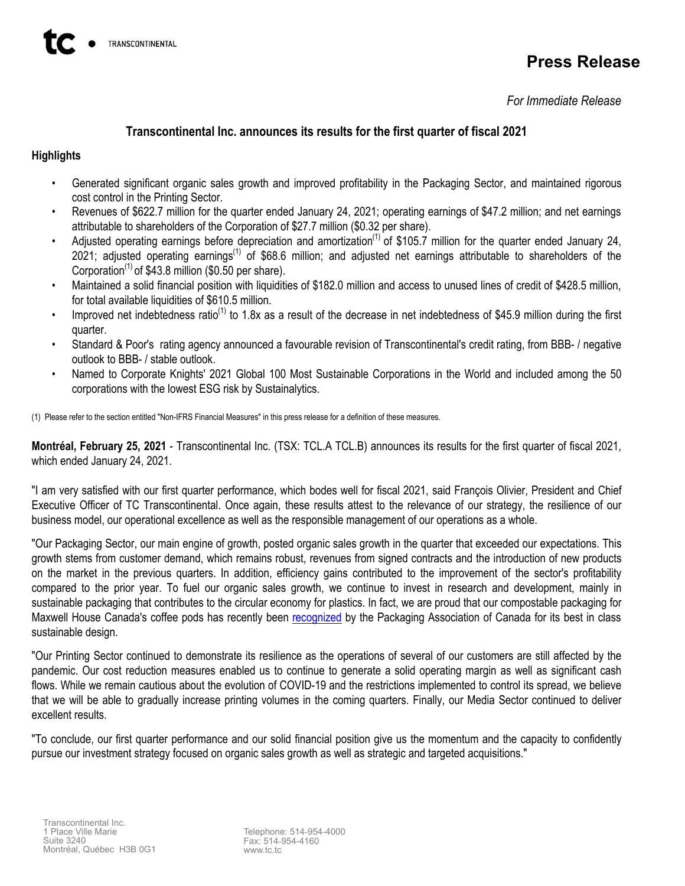# Press Release

*For Immediate Release*

## Transcontinental Inc. announces its results for the first quarter of fiscal 2021

### Highlights

- Generated significant organic sales growth and improved profitability in the Packaging Sector, and maintained rigorous cost control in the Printing Sector.
- Revenues of $622.7 million for the quarter ended January 24, 2021; operating earnings of $47.2 million; and net earnings attributable to shareholders of the Corporation of $27.7 million ($0.32 per share).
- Adjusted operating earnings before depreciation and amortization[(1)] of $105.7 million for the quarter ended January 24, 2021; adjusted operating earnings[(1)] of $68.6 million; and adjusted net earnings attributable to shareholders of the Corporation[(1)] of $43.8 million ($0.50 per share).
- Maintained a solid financial position with liquidities of $182.0 million and access to unused lines of credit of $428.5 million, for total available liquidities of $610.5 million.
- Improved net indebtedness ratio[(1)] to 1.8x as a result of the decrease in net indebtedness of $45.9 million during the first quarter.
- Standard & Poor's rating agency announced a favourable revision of Transcontinental's credit rating, from BBB- / negative outlook to BBB- / stable outlook.
- Named to Corporate Knights' 2021 Global 100 Most Sustainable Corporations in the World and included among the 50 corporations with the lowest ESG risk by Sustainalytics.

(1) Please refer to the section entitled "Non-IFRS Financial Measures" in this press release for a definition of these measures.

**Montréal, February 25, 2021** - Transcontinental Inc. (TSX: TCL.A TCL.B) announces its results for the first quarter of fiscal 2021, which ended January 24, 2021.

"I am very satisfied with our first quarter performance, which bodes well for fiscal 2021, said François Olivier, President and Chief Executive Officer of TC Transcontinental. Once again, these results attest to the relevance of our strategy, the resilience of our business model, our operational excellence as well as the responsible management of our operations as a whole.

"Our Packaging Sector, our main engine of growth, posted organic sales growth in the quarter that exceeded our expectations. This growth stems from customer demand, which remains robust, revenues from signed contracts and the introduction of new products on the market in the previous quarters. In addition, efficiency gains contributed to the improvement of the sector's profitability compared to the prior year. To fuel our organic sales growth, we continue to invest in research and development, mainly in sustainable packaging that contributes to the circular economy for plastics. In fact, we are proud that our compostable packaging for Maxwell House Canada's coffee pods has recently been recognized by the Packaging Association of Canada for its best in class sustainable design.

"Our Printing Sector continued to demonstrate its resilience as the operations of several of our customers are still affected by the pandemic. Our cost reduction measures enabled us to continue to generate a solid operating margin as well as significant cash flows. While we remain cautious about the evolution of COVID-19 and the restrictions implemented to control its spread, we believe that we will be able to gradually increase printing volumes in the coming quarters. Finally, our Media Sector continued to deliver excellent results.

"To conclude, our first quarter performance and our solid financial position give us the momentum and the capacity to confidently pursue our investment strategy focused on organic sales growth as well as strategic and targeted acquisitions."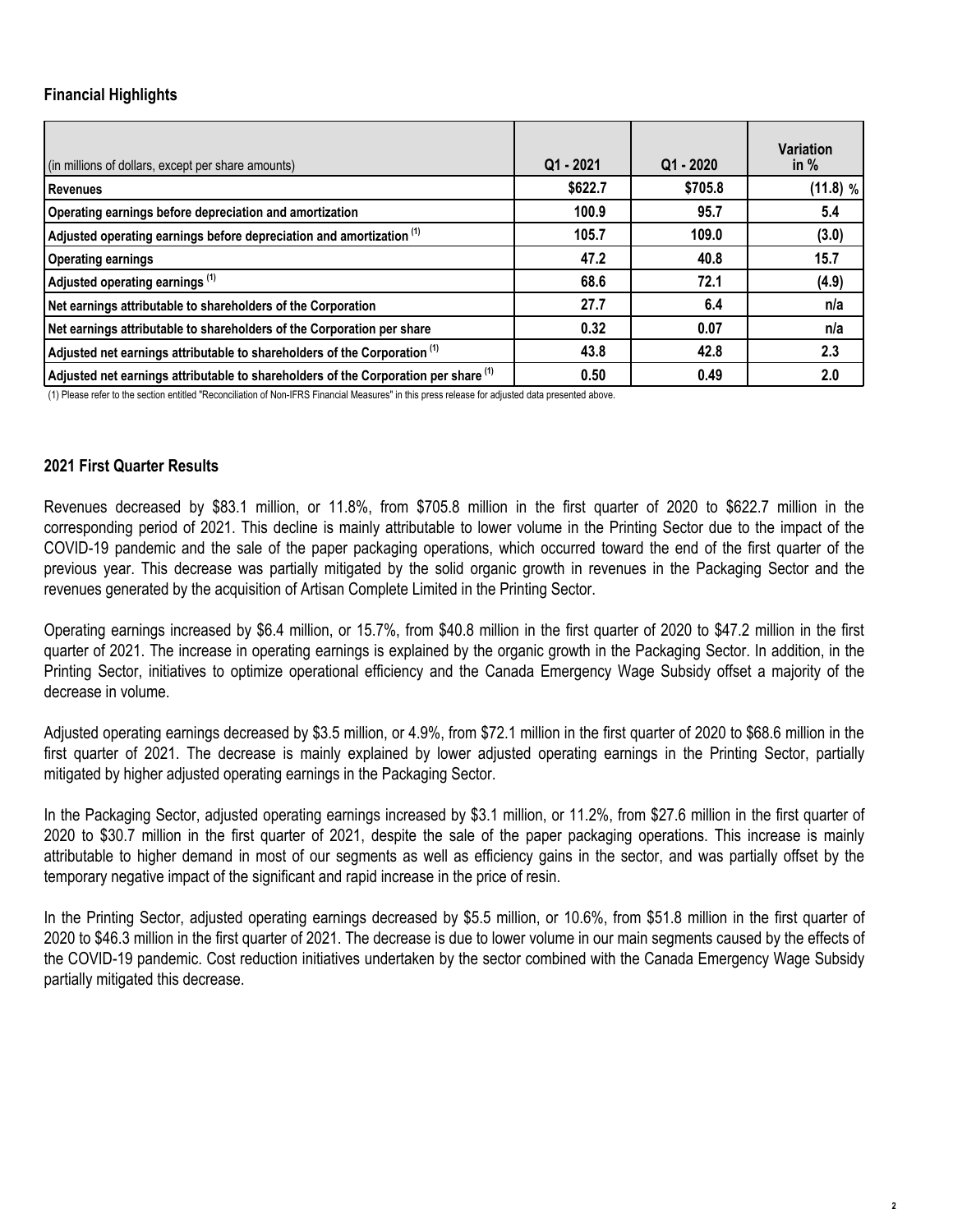## Financial Highlights

| (in millions of dollars, except per share amounts) | Q1 - 2021 | Q1 - 2020 | Variation in % |
|---|---|---|---|
| **Revenues** | **$622.7** | **$705.8** | **(11.8) %** |
| **Operating earnings before depreciation and amortization** | **100.9** | **95.7** | **5.4** |
| **Adjusted operating earnings before depreciation and amortization** [(1)] | **105.7** | **109.0** | **(3.0)** |
| **Operating earnings** | **47.2** | **40.8** | **15.7** |
| **Adjusted operating earnings** [(1)] | **68.6** | **72.1** | **(4.9)** |
| **Net earnings attributable to shareholders of the Corporation** | **27.7** | **6.4** | **n/a** |
| **Net earnings attributable to shareholders of the Corporation per share** | **0.32** | **0.07** | **n/a** |
| **Adjusted net earnings attributable to shareholders of the Corporation** [(1)] | **43.8** | **42.8** | **2.3** |
| **Adjusted net earnings attributable to shareholders of the Corporation per share** [(1)] | **0.50** | **0.49** | **2.0** |

(1) Please refer to the section entitled "Reconciliation of Non-IFRS Financial Measures" in this press release for adjusted data presented above.

## 2021 First Quarter Results

Revenues decreased by $83.1 million, or 11.8%, from $705.8 million in the first quarter of 2020 to $622.7 million in the corresponding period of 2021. This decline is mainly attributable to lower volume in the Printing Sector due to the impact of the COVID-19 pandemic and the sale of the paper packaging operations, which occurred toward the end of the first quarter of the previous year. This decrease was partially mitigated by the solid organic growth in revenues in the Packaging Sector and the revenues generated by the acquisition of Artisan Complete Limited in the Printing Sector.

Operating earnings increased by $6.4 million, or 15.7%, from $40.8 million in the first quarter of 2020 to $47.2 million in the first quarter of 2021. The increase in operating earnings is explained by the organic growth in the Packaging Sector. In addition, in the Printing Sector, initiatives to optimize operational efficiency and the Canada Emergency Wage Subsidy offset a majority of the decrease in volume.

Adjusted operating earnings decreased by $3.5 million, or 4.9%, from $72.1 million in the first quarter of 2020 to $68.6 million in the first quarter of 2021. The decrease is mainly explained by lower adjusted operating earnings in the Printing Sector, partially mitigated by higher adjusted operating earnings in the Packaging Sector.

In the Packaging Sector, adjusted operating earnings increased by $3.1 million, or 11.2%, from $27.6 million in the first quarter of 2020 to $30.7 million in the first quarter of 2021, despite the sale of the paper packaging operations. This increase is mainly attributable to higher demand in most of our segments as well as efficiency gains in the sector, and was partially offset by the temporary negative impact of the significant and rapid increase in the price of resin.

In the Printing Sector, adjusted operating earnings decreased by $5.5 million, or 10.6%, from $51.8 million in the first quarter of 2020 to $46.3 million in the first quarter of 2021. The decrease is due to lower volume in our main segments caused by the effects of the COVID-19 pandemic. Cost reduction initiatives undertaken by the sector combined with the Canada Emergency Wage Subsidy partially mitigated this decrease.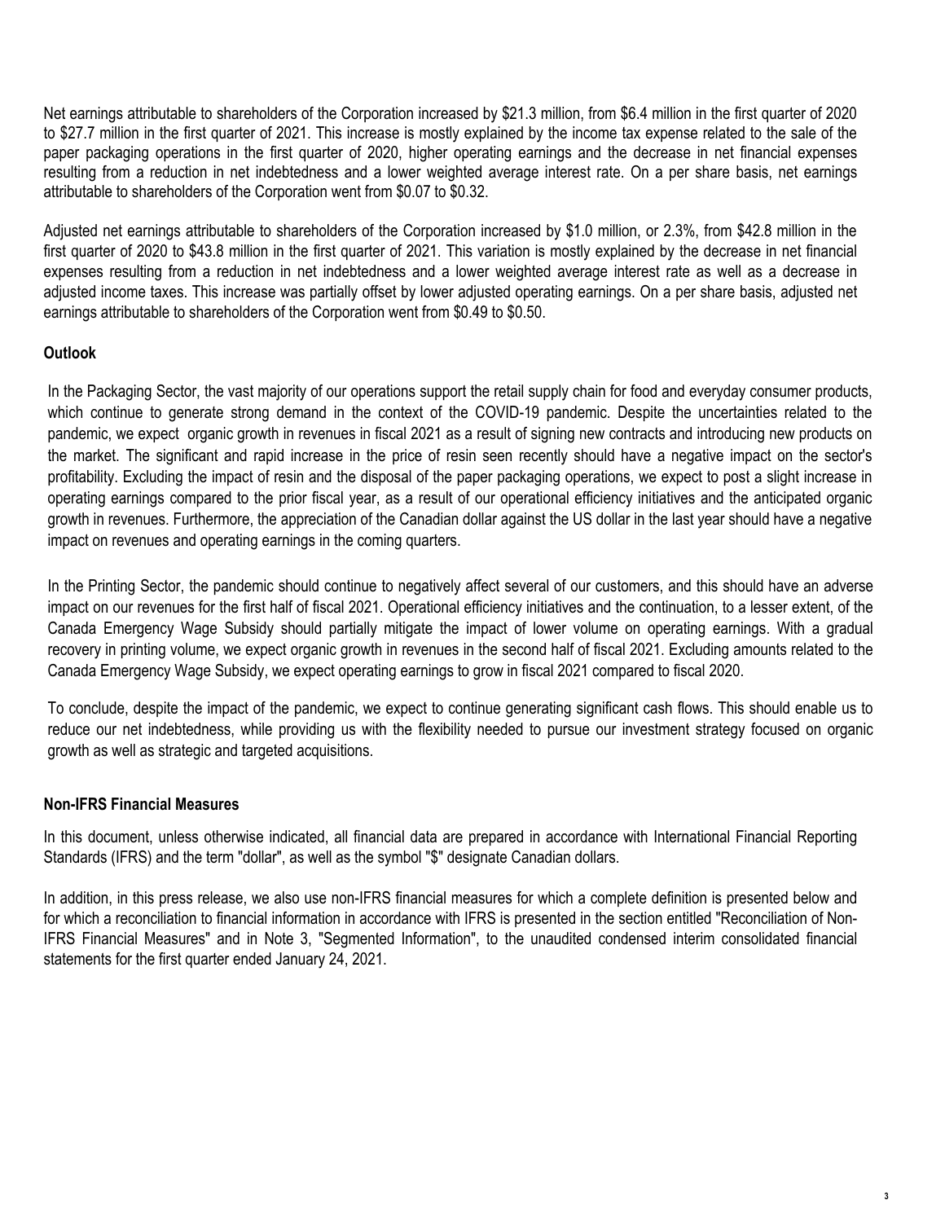Net earnings attributable to shareholders of the Corporation increased by $21.3 million, from $6.4 million in the first quarter of 2020 to $27.7 million in the first quarter of 2021. This increase is mostly explained by the income tax expense related to the sale of the paper packaging operations in the first quarter of 2020, higher operating earnings and the decrease in net financial expenses resulting from a reduction in net indebtedness and a lower weighted average interest rate. On a per share basis, net earnings attributable to shareholders of the Corporation went from $0.07 to $0.32.

Adjusted net earnings attributable to shareholders of the Corporation increased by $1.0 million, or 2.3%, from $42.8 million in the first quarter of 2020 to $43.8 million in the first quarter of 2021. This variation is mostly explained by the decrease in net financial expenses resulting from a reduction in net indebtedness and a lower weighted average interest rate as well as a decrease in adjusted income taxes. This increase was partially offset by lower adjusted operating earnings. On a per share basis, adjusted net earnings attributable to shareholders of the Corporation went from $0.49 to $0.50.

**Outlook**

In the Packaging Sector, the vast majority of our operations support the retail supply chain for food and everyday consumer products, which continue to generate strong demand in the context of the COVID-19 pandemic. Despite the uncertainties related to the pandemic, we expect organic growth in revenues in fiscal 2021 as a result of signing new contracts and introducing new products on the market. The significant and rapid increase in the price of resin seen recently should have a negative impact on the sector's profitability. Excluding the impact of resin and the disposal of the paper packaging operations, we expect to post a slight increase in operating earnings compared to the prior fiscal year, as a result of our operational efficiency initiatives and the anticipated organic growth in revenues. Furthermore, the appreciation of the Canadian dollar against the US dollar in the last year should have a negative impact on revenues and operating earnings in the coming quarters.

In the Printing Sector, the pandemic should continue to negatively affect several of our customers, and this should have an adverse impact on our revenues for the first half of fiscal 2021. Operational efficiency initiatives and the continuation, to a lesser extent, of the Canada Emergency Wage Subsidy should partially mitigate the impact of lower volume on operating earnings. With a gradual recovery in printing volume, we expect organic growth in revenues in the second half of fiscal 2021. Excluding amounts related to the Canada Emergency Wage Subsidy, we expect operating earnings to grow in fiscal 2021 compared to fiscal 2020.

To conclude, despite the impact of the pandemic, we expect to continue generating significant cash flows. This should enable us to reduce our net indebtedness, while providing us with the flexibility needed to pursue our investment strategy focused on organic growth as well as strategic and targeted acquisitions.

**Non-IFRS Financial Measures**

In this document, unless otherwise indicated, all financial data are prepared in accordance with International Financial Reporting Standards (IFRS) and the term "dollar", as well as the symbol "$" designate Canadian dollars.

In addition, in this press release, we also use non-IFRS financial measures for which a complete definition is presented below and for which a reconciliation to financial information in accordance with IFRS is presented in the section entitled "Reconciliation of Non-IFRS Financial Measures" and in Note 3, "Segmented Information", to the unaudited condensed interim consolidated financial statements for the first quarter ended January 24, 2021.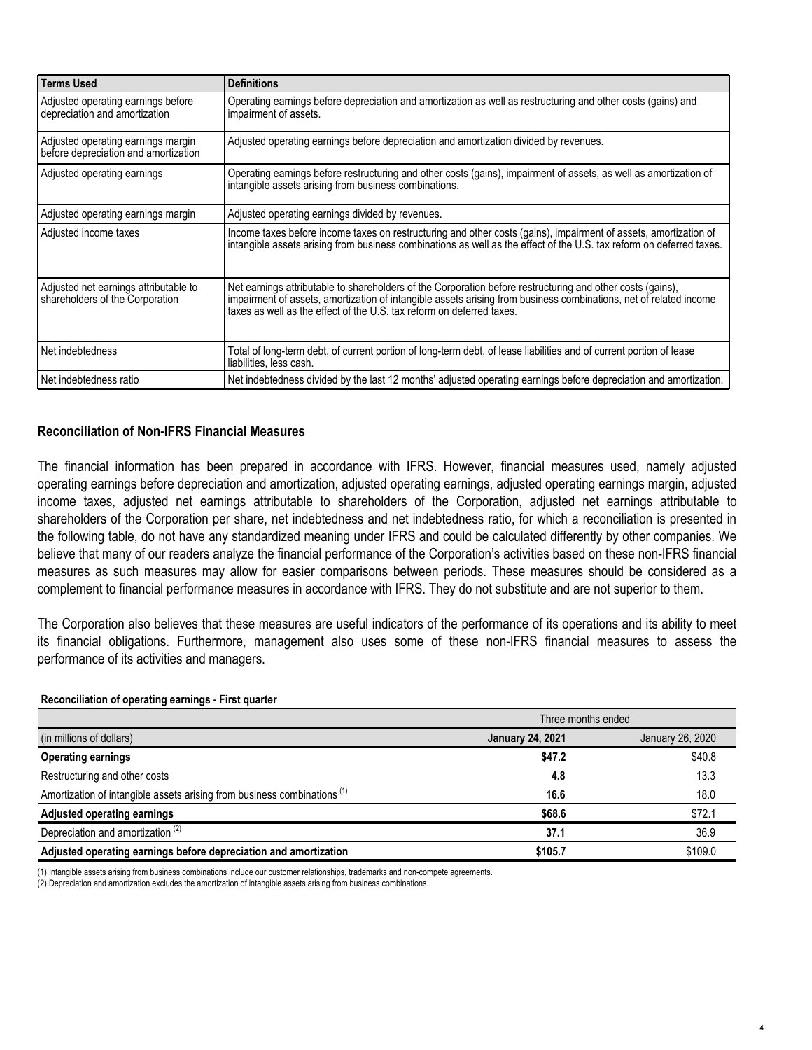| Terms Used | Definitions |
|---|---|
| Adjusted operating earnings before depreciation and amortization | Operating earnings before depreciation and amortization as well as restructuring and other costs (gains) and impairment of assets. |
| Adjusted operating earnings margin before depreciation and amortization | Adjusted operating earnings before depreciation and amortization divided by revenues. |
| Adjusted operating earnings | Operating earnings before restructuring and other costs (gains), impairment of assets, as well as amortization of intangible assets arising from business combinations. |
| Adjusted operating earnings margin | Adjusted operating earnings divided by revenues. |
| Adjusted income taxes | Income taxes before income taxes on restructuring and other costs (gains), impairment of assets, amortization of intangible assets arising from business combinations as well as the effect of the U.S. tax reform on deferred taxes. |
| Adjusted net earnings attributable to shareholders of the Corporation | Net earnings attributable to shareholders of the Corporation before restructuring and other costs (gains), impairment of assets, amortization of intangible assets arising from business combinations, net of related income taxes as well as the effect of the U.S. tax reform on deferred taxes. |
| Net indebtedness | Total of long-term debt, of current portion of long-term debt, of lease liabilities and of current portion of lease liabilities, less cash. |
| Net indebtedness ratio | Net indebtedness divided by the last 12 months' adjusted operating earnings before depreciation and amortization. |

## Reconciliation of Non-IFRS Financial Measures

The financial information has been prepared in accordance with IFRS. However, financial measures used, namely adjusted operating earnings before depreciation and amortization, adjusted operating earnings, adjusted operating earnings margin, adjusted income taxes, adjusted net earnings attributable to shareholders of the Corporation, adjusted net earnings attributable to shareholders of the Corporation per share, net indebtedness and net indebtedness ratio, for which a reconciliation is presented in the following table, do not have any standardized meaning under IFRS and could be calculated differently by other companies. We believe that many of our readers analyze the financial performance of the Corporation's activities based on these non-IFRS financial measures as such measures may allow for easier comparisons between periods. These measures should be considered as a complement to financial performance measures in accordance with IFRS. They do not substitute and are not superior to them.

The Corporation also believes that these measures are useful indicators of the performance of its operations and its ability to meet its financial obligations. Furthermore, management also uses some of these non-IFRS financial measures to assess the performance of its activities and managers.

**Reconciliation of operating earnings - First quarter**

| | Three months ended | |
|---|---|---|
| (in millions of dollars) | **January 24, 2021** | January 26, 2020 |
| **Operating earnings** | **$47.2** | $40.8 |
| Restructuring and other costs | **4.8** | 13.3 |
| Amortization of intangible assets arising from business combinations (1) | **16.6** | 18.0 |
| **Adjusted operating earnings** | **$68.6** | $72.1 |
| Depreciation and amortization (2) | **37.1** | 36.9 |
| **Adjusted operating earnings before depreciation and amortization** | **$105.7** | $109.0 |

(1) Intangible assets arising from business combinations include our customer relationships, trademarks and non-compete agreements.

(2) Depreciation and amortization excludes the amortization of intangible assets arising from business combinations.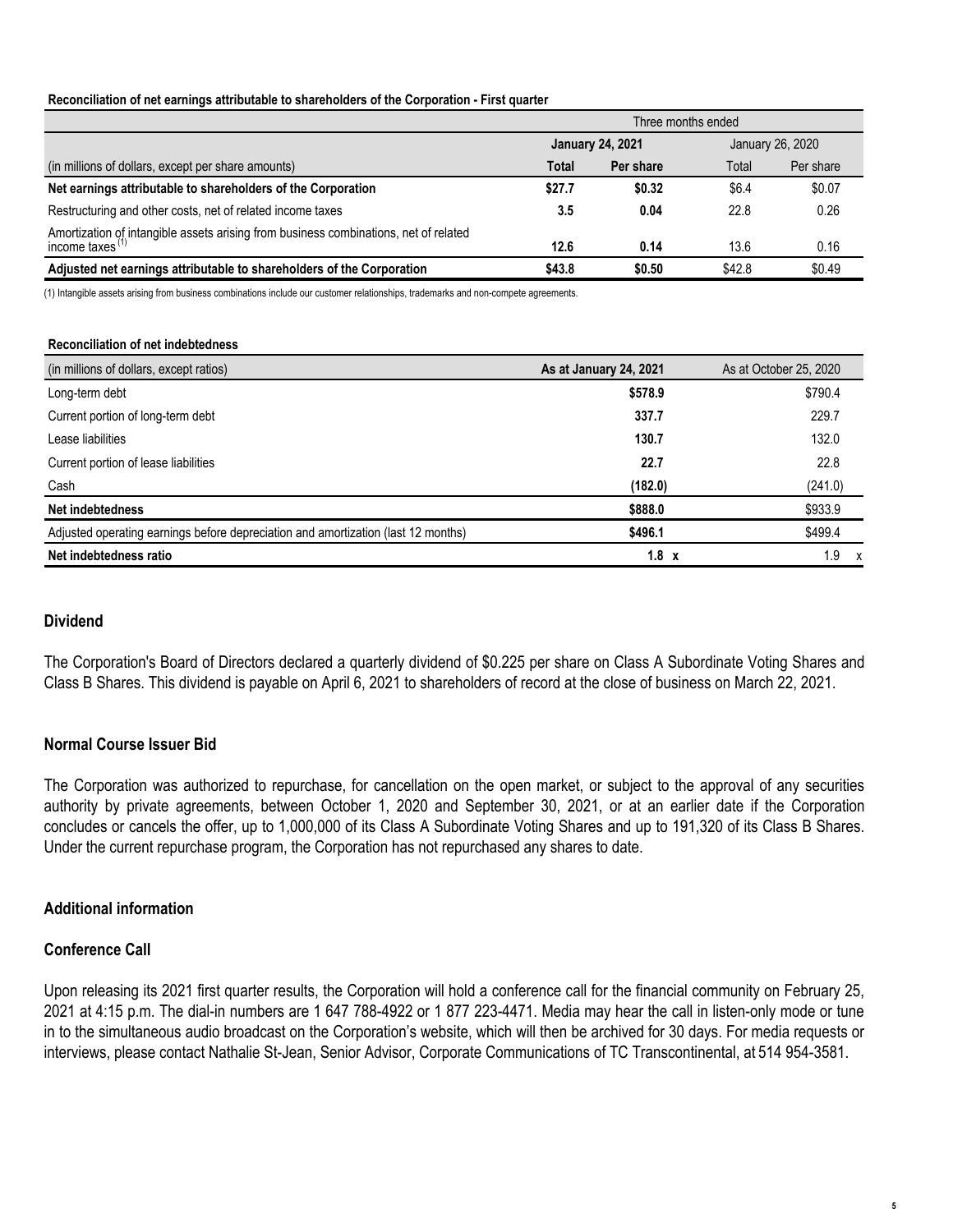**Reconciliation of net earnings attributable to shareholders of the Corporation - First quarter**

| | Three months ended | | | |
|---|---|---|---|---|
| | **January 24, 2021** | | January 26, 2020 | |
| (in millions of dollars, except per share amounts) | **Total** | **Per share** | Total | Per share |
| **Net earnings attributable to shareholders of the Corporation** | **$27.7** | **$0.32** | $6.4 | $0.07 |
| Restructuring and other costs, net of related income taxes | **3.5** | **0.04** | 22.8 | 0.26 |
| Amortization of intangible assets arising from business combinations, net of related income taxes [1] | **12.6** | **0.14** | 13.6 | 0.16 |
| **Adjusted net earnings attributable to shareholders of the Corporation** | **$43.8** | **$0.50** | $42.8 | $0.49 |

(1) Intangible assets arising from business combinations include our customer relationships, trademarks and non-compete agreements.

**Reconciliation of net indebtedness**

| (in millions of dollars, except ratios) | **As at January 24, 2021** | As at October 25, 2020 |
|---|---|---|
| Long-term debt | **$578.9** | $790.4 |
| Current portion of long-term debt | **337.7** | 229.7 |
| Lease liabilities | **130.7** | 132.0 |
| Current portion of lease liabilities | **22.7** | 22.8 |
| Cash | **(182.0)** | (241.0) |
| **Net indebtedness** | **$888.0** | $933.9 |
| Adjusted operating earnings before depreciation and amortization (last 12 months) | **$496.1** | $499.4 |
| **Net indebtedness ratio** | **1.8 x** | 1.9 x |

## Dividend

The Corporation's Board of Directors declared a quarterly dividend of $0.225 per share on Class A Subordinate Voting Shares and Class B Shares. This dividend is payable on April 6, 2021 to shareholders of record at the close of business on March 22, 2021.

## Normal Course Issuer Bid

The Corporation was authorized to repurchase, for cancellation on the open market, or subject to the approval of any securities authority by private agreements, between October 1, 2020 and September 30, 2021, or at an earlier date if the Corporation concludes or cancels the offer, up to 1,000,000 of its Class A Subordinate Voting Shares and up to 191,320 of its Class B Shares. Under the current repurchase program, the Corporation has not repurchased any shares to date.

## Additional information

## Conference Call

Upon releasing its 2021 first quarter results, the Corporation will hold a conference call for the financial community on February 25, 2021 at 4:15 p.m. The dial-in numbers are 1 647 788-4922 or 1 877 223-4471. Media may hear the call in listen-only mode or tune in to the simultaneous audio broadcast on the Corporation's website, which will then be archived for 30 days. For media requests or interviews, please contact Nathalie St-Jean, Senior Advisor, Corporate Communications of TC Transcontinental, at 514 954-3581.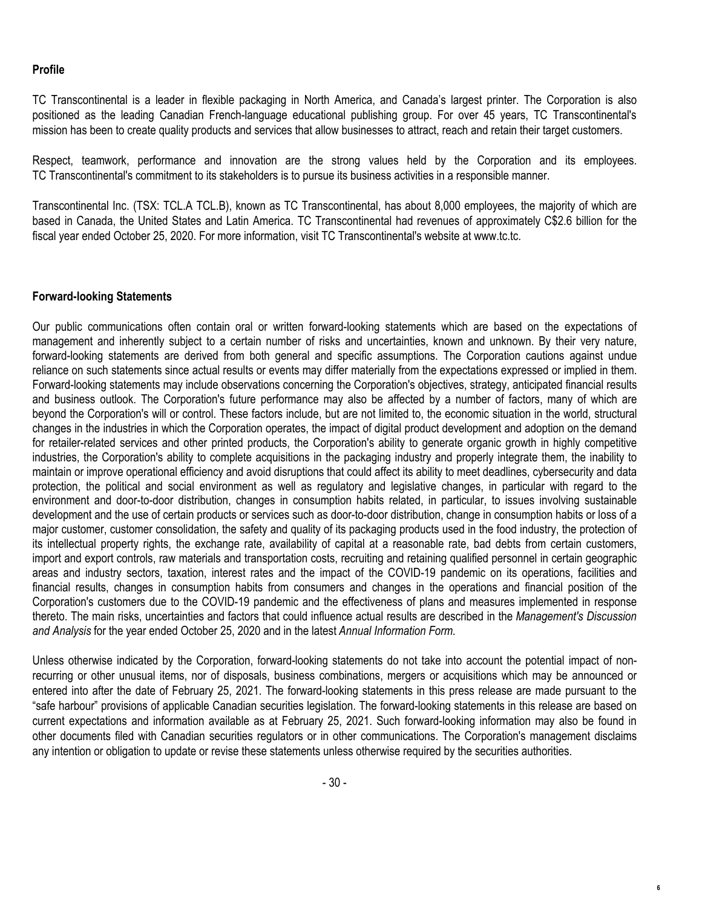## Profile

TC Transcontinental is a leader in flexible packaging in North America, and Canada's largest printer. The Corporation is also positioned as the leading Canadian French-language educational publishing group. For over 45 years, TC Transcontinental's mission has been to create quality products and services that allow businesses to attract, reach and retain their target customers.

Respect, teamwork, performance and innovation are the strong values held by the Corporation and its employees. TC Transcontinental's commitment to its stakeholders is to pursue its business activities in a responsible manner.

Transcontinental Inc. (TSX: TCL.A TCL.B), known as TC Transcontinental, has about 8,000 employees, the majority of which are based in Canada, the United States and Latin America. TC Transcontinental had revenues of approximately C$2.6 billion for the fiscal year ended October 25, 2020. For more information, visit TC Transcontinental's website at www.tc.tc.

## Forward-looking Statements

Our public communications often contain oral or written forward-looking statements which are based on the expectations of management and inherently subject to a certain number of risks and uncertainties, known and unknown. By their very nature, forward-looking statements are derived from both general and specific assumptions. The Corporation cautions against undue reliance on such statements since actual results or events may differ materially from the expectations expressed or implied in them. Forward-looking statements may include observations concerning the Corporation's objectives, strategy, anticipated financial results and business outlook. The Corporation's future performance may also be affected by a number of factors, many of which are beyond the Corporation's will or control. These factors include, but are not limited to, the economic situation in the world, structural changes in the industries in which the Corporation operates, the impact of digital product development and adoption on the demand for retailer-related services and other printed products, the Corporation's ability to generate organic growth in highly competitive industries, the Corporation's ability to complete acquisitions in the packaging industry and properly integrate them, the inability to maintain or improve operational efficiency and avoid disruptions that could affect its ability to meet deadlines, cybersecurity and data protection, the political and social environment as well as regulatory and legislative changes, in particular with regard to the environment and door-to-door distribution, changes in consumption habits related, in particular, to issues involving sustainable development and the use of certain products or services such as door-to-door distribution, change in consumption habits or loss of a major customer, customer consolidation, the safety and quality of its packaging products used in the food industry, the protection of its intellectual property rights, the exchange rate, availability of capital at a reasonable rate, bad debts from certain customers, import and export controls, raw materials and transportation costs, recruiting and retaining qualified personnel in certain geographic areas and industry sectors, taxation, interest rates and the impact of the COVID-19 pandemic on its operations, facilities and financial results, changes in consumption habits from consumers and changes in the operations and financial position of the Corporation's customers due to the COVID-19 pandemic and the effectiveness of plans and measures implemented in response thereto. The main risks, uncertainties and factors that could influence actual results are described in the *Management's Discussion and Analysis* for the year ended October 25, 2020 and in the latest *Annual Information Form*.

Unless otherwise indicated by the Corporation, forward-looking statements do not take into account the potential impact of non-recurring or other unusual items, nor of disposals, business combinations, mergers or acquisitions which may be announced or entered into after the date of February 25, 2021. The forward-looking statements in this press release are made pursuant to the "safe harbour" provisions of applicable Canadian securities legislation. The forward-looking statements in this release are based on current expectations and information available as at February 25, 2021. Such forward-looking information may also be found in other documents filed with Canadian securities regulators or in other communications. The Corporation's management disclaims any intention or obligation to update or revise these statements unless otherwise required by the securities authorities.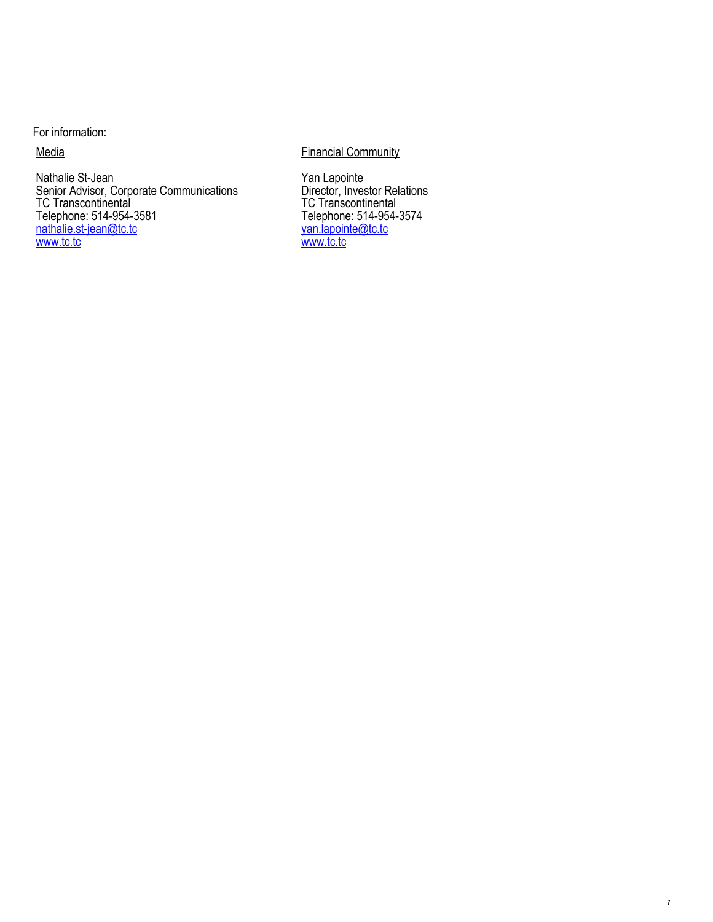For information:

Media

Nathalie St-Jean
Senior Advisor, Corporate Communications
TC Transcontinental
Telephone: 514-954-3581
nathalie.st-jean@tc.tc
www.tc.tc

Financial Community

Yan Lapointe
Director, Investor Relations
TC Transcontinental
Telephone: 514-954-3574
yan.lapointe@tc.tc
www.tc.tc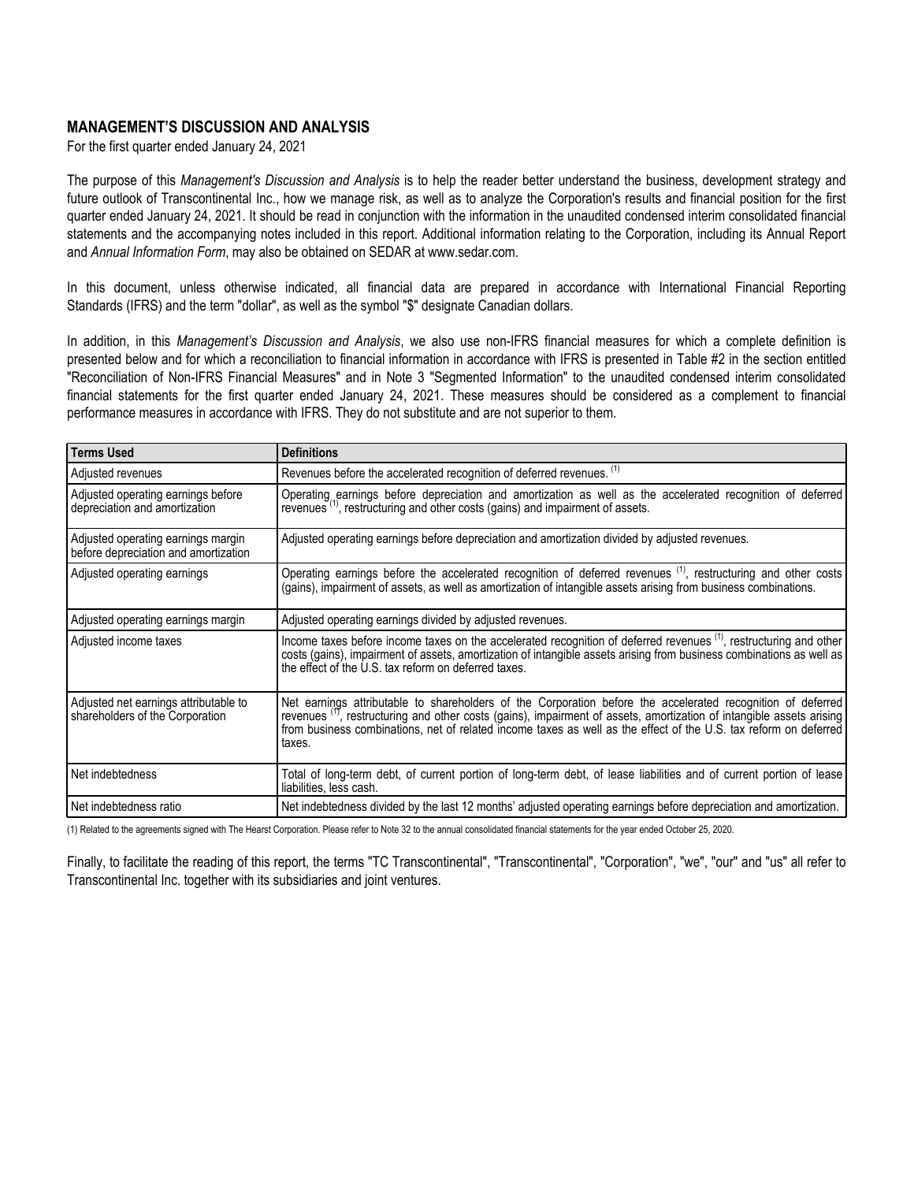## MANAGEMENT'S DISCUSSION AND ANALYSIS

For the first quarter ended January 24, 2021

The purpose of this *Management's Discussion and Analysis* is to help the reader better understand the business, development strategy and future outlook of Transcontinental Inc., how we manage risk, as well as to analyze the Corporation's results and financial position for the first quarter ended January 24, 2021. It should be read in conjunction with the information in the unaudited condensed interim consolidated financial statements and the accompanying notes included in this report. Additional information relating to the Corporation, including its Annual Report and *Annual Information Form*, may also be obtained on SEDAR at www.sedar.com.

In this document, unless otherwise indicated, all financial data are prepared in accordance with International Financial Reporting Standards (IFRS) and the term "dollar", as well as the symbol "$" designate Canadian dollars.

In addition, in this *Management's Discussion and Analysis*, we also use non-IFRS financial measures for which a complete definition is presented below and for which a reconciliation to financial information in accordance with IFRS is presented in Table #2 in the section entitled "Reconciliation of Non-IFRS Financial Measures" and in Note 3 "Segmented Information" to the unaudited condensed interim consolidated financial statements for the first quarter ended January 24, 2021. These measures should be considered as a complement to financial performance measures in accordance with IFRS. They do not substitute and are not superior to them.

| Terms Used | Definitions |
|---|---|
| Adjusted revenues | Revenues before the accelerated recognition of deferred revenues. (1) |
| Adjusted operating earnings before depreciation and amortization | Operating earnings before depreciation and amortization as well as the accelerated recognition of deferred revenues (1), restructuring and other costs (gains) and impairment of assets. |
| Adjusted operating earnings margin before depreciation and amortization | Adjusted operating earnings before depreciation and amortization divided by adjusted revenues. |
| Adjusted operating earnings | Operating earnings before the accelerated recognition of deferred revenues (1), restructuring and other costs (gains), impairment of assets, as well as amortization of intangible assets arising from business combinations. |
| Adjusted operating earnings margin | Adjusted operating earnings divided by adjusted revenues. |
| Adjusted income taxes | Income taxes before income taxes on the accelerated recognition of deferred revenues (1), restructuring and other costs (gains), impairment of assets, amortization of intangible assets arising from business combinations as well as the effect of the U.S. tax reform on deferred taxes. |
| Adjusted net earnings attributable to shareholders of the Corporation | Net earnings attributable to shareholders of the Corporation before the accelerated recognition of deferred revenues (1), restructuring and other costs (gains), impairment of assets, amortization of intangible assets arising from business combinations, net of related income taxes as well as the effect of the U.S. tax reform on deferred taxes. |
| Net indebtedness | Total of long-term debt, of current portion of long-term debt, of lease liabilities and of current portion of lease liabilities, less cash. |
| Net indebtedness ratio | Net indebtedness divided by the last 12 months' adjusted operating earnings before depreciation and amortization. |

(1) Related to the agreements signed with The Hearst Corporation. Please refer to Note 32 to the annual consolidated financial statements for the year ended October 25, 2020.

Finally, to facilitate the reading of this report, the terms "TC Transcontinental", "Transcontinental", "Corporation", "we", "our" and "us" all refer to Transcontinental Inc. together with its subsidiaries and joint ventures.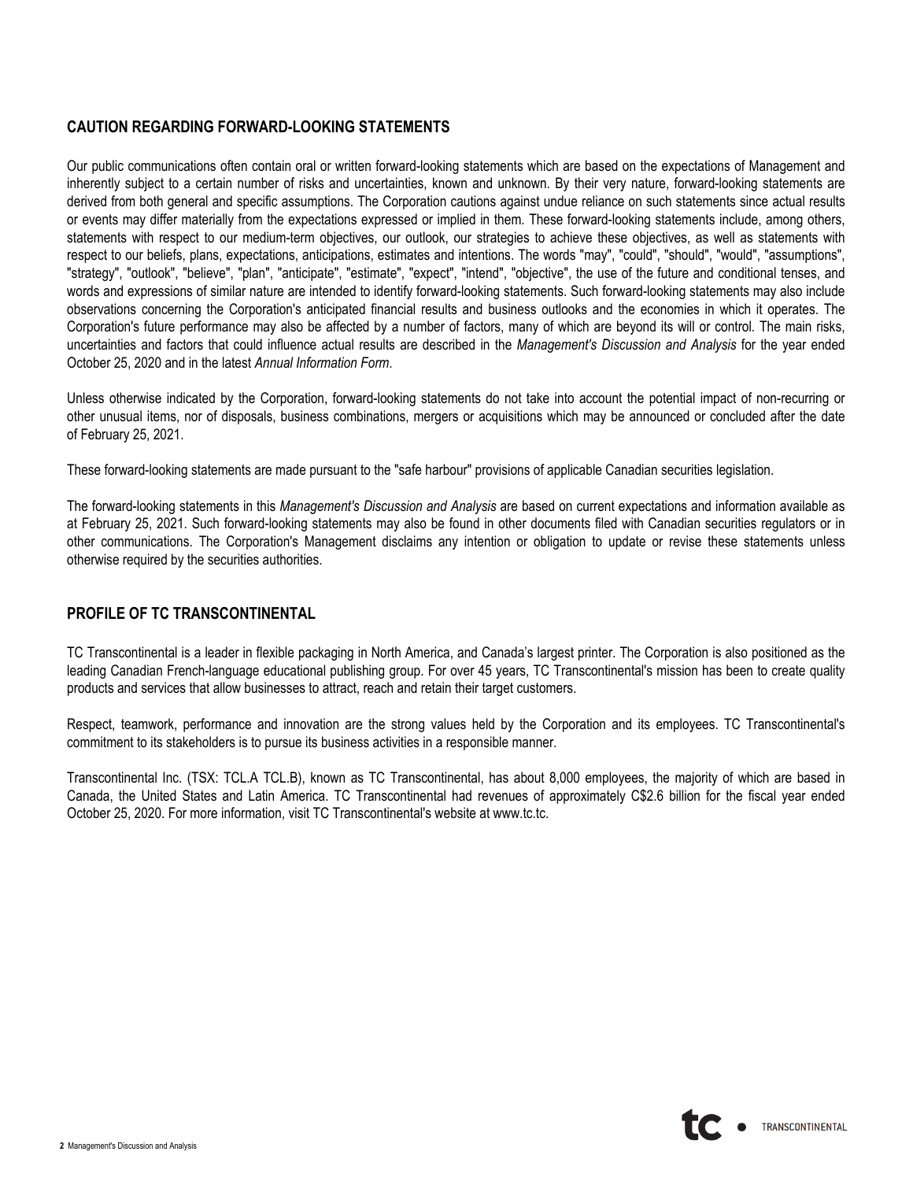## CAUTION REGARDING FORWARD-LOOKING STATEMENTS

Our public communications often contain oral or written forward-looking statements which are based on the expectations of Management and inherently subject to a certain number of risks and uncertainties, known and unknown. By their very nature, forward-looking statements are derived from both general and specific assumptions. The Corporation cautions against undue reliance on such statements since actual results or events may differ materially from the expectations expressed or implied in them. These forward-looking statements include, among others, statements with respect to our medium-term objectives, our outlook, our strategies to achieve these objectives, as well as statements with respect to our beliefs, plans, expectations, anticipations, estimates and intentions. The words "may", "could", "should", "would", "assumptions", "strategy", "outlook", "believe", "plan", "anticipate", "estimate", "expect", "intend", "objective", the use of the future and conditional tenses, and words and expressions of similar nature are intended to identify forward-looking statements. Such forward-looking statements may also include observations concerning the Corporation's anticipated financial results and business outlooks and the economies in which it operates. The Corporation's future performance may also be affected by a number of factors, many of which are beyond its will or control. The main risks, uncertainties and factors that could influence actual results are described in the *Management's Discussion and Analysis* for the year ended October 25, 2020 and in the latest *Annual Information Form*.

Unless otherwise indicated by the Corporation, forward-looking statements do not take into account the potential impact of non-recurring or other unusual items, nor of disposals, business combinations, mergers or acquisitions which may be announced or concluded after the date of February 25, 2021.

These forward-looking statements are made pursuant to the "safe harbour" provisions of applicable Canadian securities legislation.

The forward-looking statements in this *Management's Discussion and Analysis* are based on current expectations and information available as at February 25, 2021. Such forward-looking statements may also be found in other documents filed with Canadian securities regulators or in other communications. The Corporation's Management disclaims any intention or obligation to update or revise these statements unless otherwise required by the securities authorities.

## PROFILE OF TC TRANSCONTINENTAL

TC Transcontinental is a leader in flexible packaging in North America, and Canada's largest printer. The Corporation is also positioned as the leading Canadian French-language educational publishing group. For over 45 years, TC Transcontinental's mission has been to create quality products and services that allow businesses to attract, reach and retain their target customers.

Respect, teamwork, performance and innovation are the strong values held by the Corporation and its employees. TC Transcontinental's commitment to its stakeholders is to pursue its business activities in a responsible manner.

Transcontinental Inc. (TSX: TCL.A TCL.B), known as TC Transcontinental, has about 8,000 employees, the majority of which are based in Canada, the United States and Latin America. TC Transcontinental had revenues of approximately C$2.6 billion for the fiscal year ended October 25, 2020. For more information, visit TC Transcontinental's website at www.tc.tc.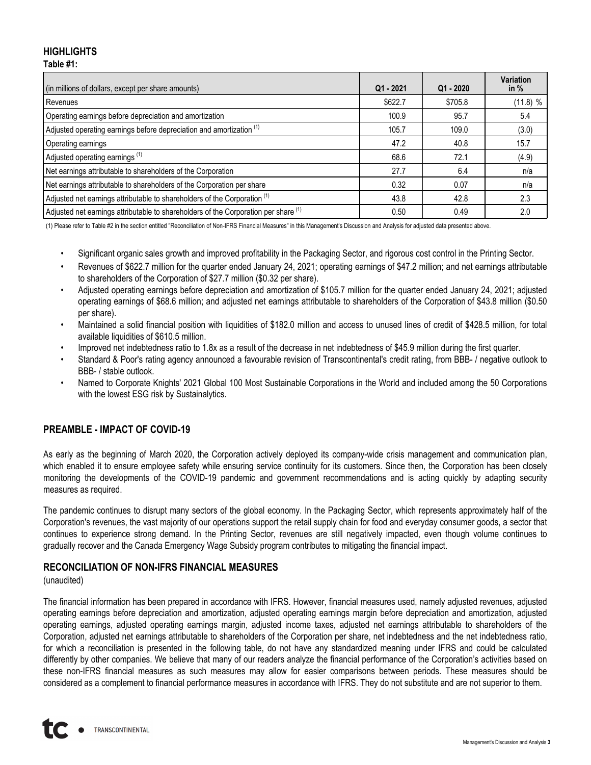## HIGHLIGHTS

**Table #1:**

| (in millions of dollars, except per share amounts) | Q1 - 2021 | Q1 - 2020 | Variation in % |
|---|---|---|---|
| Revenues | $622.7 | $705.8 | (11.8) % |
| Operating earnings before depreciation and amortization | 100.9 | 95.7 | 5.4 |
| Adjusted operating earnings before depreciation and amortization (1) | 105.7 | 109.0 | (3.0) |
| Operating earnings | 47.2 | 40.8 | 15.7 |
| Adjusted operating earnings (1) | 68.6 | 72.1 | (4.9) |
| Net earnings attributable to shareholders of the Corporation | 27.7 | 6.4 | n/a |
| Net earnings attributable to shareholders of the Corporation per share | 0.32 | 0.07 | n/a |
| Adjusted net earnings attributable to shareholders of the Corporation (1) | 43.8 | 42.8 | 2.3 |
| Adjusted net earnings attributable to shareholders of the Corporation per share (1) | 0.50 | 0.49 | 2.0 |

(1) Please refer to Table #2 in the section entitled "Reconciliation of Non-IFRS Financial Measures" in this Management's Discussion and Analysis for adjusted data presented above.

- Significant organic sales growth and improved profitability in the Packaging Sector, and rigorous cost control in the Printing Sector.
- Revenues of $622.7 million for the quarter ended January 24, 2021; operating earnings of $47.2 million; and net earnings attributable to shareholders of the Corporation of $27.7 million ($0.32 per share).
- Adjusted operating earnings before depreciation and amortization of $105.7 million for the quarter ended January 24, 2021; adjusted operating earnings of $68.6 million; and adjusted net earnings attributable to shareholders of the Corporation of $43.8 million ($0.50 per share).
- Maintained a solid financial position with liquidities of $182.0 million and access to unused lines of credit of $428.5 million, for total available liquidities of $610.5 million.
- Improved net indebtedness ratio to 1.8x as a result of the decrease in net indebtedness of $45.9 million during the first quarter.
- Standard & Poor's rating agency announced a favourable revision of Transcontinental's credit rating, from BBB- / negative outlook to BBB- / stable outlook.
- Named to Corporate Knights' 2021 Global 100 Most Sustainable Corporations in the World and included among the 50 Corporations with the lowest ESG risk by Sustainalytics.

## PREAMBLE - IMPACT OF COVID-19

As early as the beginning of March 2020, the Corporation actively deployed its company-wide crisis management and communication plan, which enabled it to ensure employee safety while ensuring service continuity for its customers. Since then, the Corporation has been closely monitoring the developments of the COVID-19 pandemic and government recommendations and is acting quickly by adapting security measures as required.

The pandemic continues to disrupt many sectors of the global economy. In the Packaging Sector, which represents approximately half of the Corporation's revenues, the vast majority of our operations support the retail supply chain for food and everyday consumer goods, a sector that continues to experience strong demand. In the Printing Sector, revenues are still negatively impacted, even though volume continues to gradually recover and the Canada Emergency Wage Subsidy program contributes to mitigating the financial impact.

## RECONCILIATION OF NON-IFRS FINANCIAL MEASURES

(unaudited)

The financial information has been prepared in accordance with IFRS. However, financial measures used, namely adjusted revenues, adjusted operating earnings before depreciation and amortization, adjusted operating earnings margin before depreciation and amortization, adjusted operating earnings, adjusted operating earnings margin, adjusted income taxes, adjusted net earnings attributable to shareholders of the Corporation, adjusted net earnings attributable to shareholders of the Corporation per share, net indebtedness and the net indebtedness ratio, for which a reconciliation is presented in the following table, do not have any standardized meaning under IFRS and could be calculated differently by other companies. We believe that many of our readers analyze the financial performance of the Corporation's activities based on these non-IFRS financial measures as such measures may allow for easier comparisons between periods. These measures should be considered as a complement to financial performance measures in accordance with IFRS. They do not substitute and are not superior to them.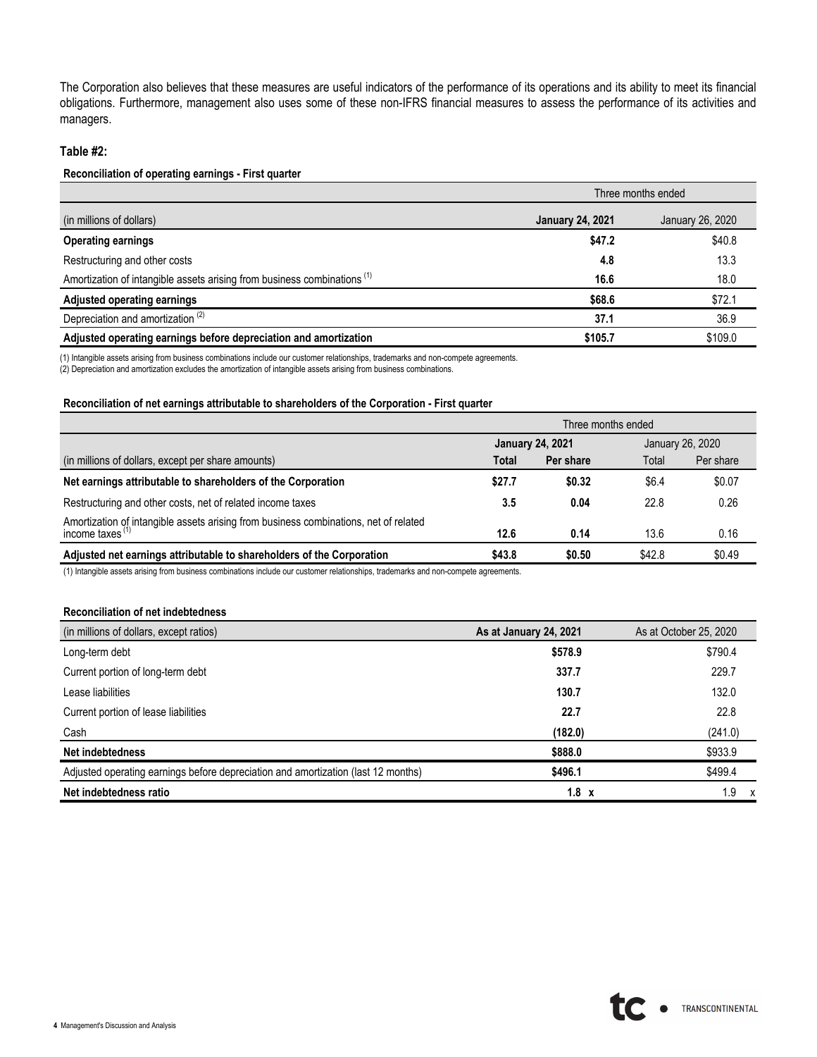The Corporation also believes that these measures are useful indicators of the performance of its operations and its ability to meet its financial obligations. Furthermore, management also uses some of these non-IFRS financial measures to assess the performance of its activities and managers.

**Table #2:**

**Reconciliation of operating earnings - First quarter**

| | Three months ended | |
|---|---|---|
| (in millions of dollars) | **January 24, 2021** | January 26, 2020 |
| **Operating earnings** | **$47.2** | $40.8 |
| Restructuring and other costs | **4.8** | 13.3 |
| Amortization of intangible assets arising from business combinations [1] | **16.6** | 18.0 |
| **Adjusted operating earnings** | **$68.6** | $72.1 |
| Depreciation and amortization [2] | **37.1** | 36.9 |
| **Adjusted operating earnings before depreciation and amortization** | **$105.7** | $109.0 |

(1) Intangible assets arising from business combinations include our customer relationships, trademarks and non-compete agreements.
(2) Depreciation and amortization excludes the amortization of intangible assets arising from business combinations.

**Reconciliation of net earnings attributable to shareholders of the Corporation - First quarter**

| | Three months ended | | | |
|---|---|---|---|---|
| | **January 24, 2021** | | January 26, 2020 | |
| (in millions of dollars, except per share amounts) | **Total** | **Per share** | Total | Per share |
| **Net earnings attributable to shareholders of the Corporation** | **$27.7** | **$0.32** | $6.4 | $0.07 |
| Restructuring and other costs, net of related income taxes | **3.5** | **0.04** | 22.8 | 0.26 |
| Amortization of intangible assets arising from business combinations, net of related income taxes [1] | **12.6** | **0.14** | 13.6 | 0.16 |
| **Adjusted net earnings attributable to shareholders of the Corporation** | **$43.8** | **$0.50** | $42.8 | $0.49 |

(1) Intangible assets arising from business combinations include our customer relationships, trademarks and non-compete agreements.

**Reconciliation of net indebtedness**

| (in millions of dollars, except ratios) | As at January 24, 2021 | As at October 25, 2020 |
|---|---|---|
| Long-term debt | **$578.9** | $790.4 |
| Current portion of long-term debt | **337.7** | 229.7 |
| Lease liabilities | **130.7** | 132.0 |
| Current portion of lease liabilities | **22.7** | 22.8 |
| Cash | **(182.0)** | (241.0) |
| **Net indebtedness** | **$888.0** | $933.9 |
| Adjusted operating earnings before depreciation and amortization (last 12 months) | **$496.1** | $499.4 |
| **Net indebtedness ratio** | **1.8 x** | 1.9 x |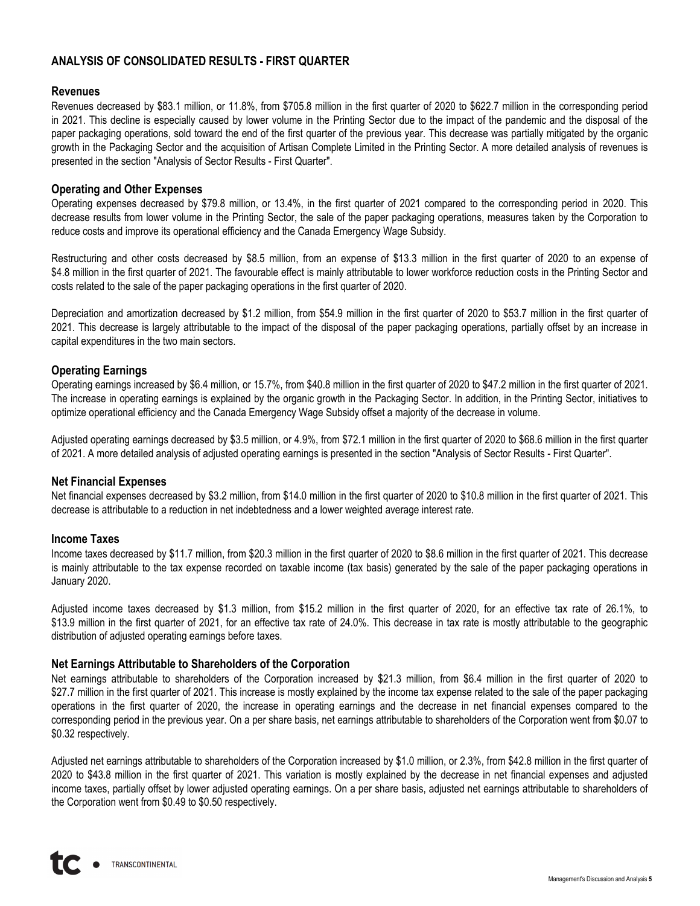## ANALYSIS OF CONSOLIDATED RESULTS - FIRST QUARTER

### Revenues

Revenues decreased by $83.1 million, or 11.8%, from $705.8 million in the first quarter of 2020 to $622.7 million in the corresponding period in 2021. This decline is especially caused by lower volume in the Printing Sector due to the impact of the pandemic and the disposal of the paper packaging operations, sold toward the end of the first quarter of the previous year. This decrease was partially mitigated by the organic growth in the Packaging Sector and the acquisition of Artisan Complete Limited in the Printing Sector. A more detailed analysis of revenues is presented in the section "Analysis of Sector Results - First Quarter".

### Operating and Other Expenses

Operating expenses decreased by $79.8 million, or 13.4%, in the first quarter of 2021 compared to the corresponding period in 2020. This decrease results from lower volume in the Printing Sector, the sale of the paper packaging operations, measures taken by the Corporation to reduce costs and improve its operational efficiency and the Canada Emergency Wage Subsidy.

Restructuring and other costs decreased by $8.5 million, from an expense of $13.3 million in the first quarter of 2020 to an expense of $4.8 million in the first quarter of 2021. The favourable effect is mainly attributable to lower workforce reduction costs in the Printing Sector and costs related to the sale of the paper packaging operations in the first quarter of 2020.

Depreciation and amortization decreased by $1.2 million, from $54.9 million in the first quarter of 2020 to $53.7 million in the first quarter of 2021. This decrease is largely attributable to the impact of the disposal of the paper packaging operations, partially offset by an increase in capital expenditures in the two main sectors.

### Operating Earnings

Operating earnings increased by $6.4 million, or 15.7%, from $40.8 million in the first quarter of 2020 to $47.2 million in the first quarter of 2021. The increase in operating earnings is explained by the organic growth in the Packaging Sector. In addition, in the Printing Sector, initiatives to optimize operational efficiency and the Canada Emergency Wage Subsidy offset a majority of the decrease in volume.

Adjusted operating earnings decreased by $3.5 million, or 4.9%, from $72.1 million in the first quarter of 2020 to $68.6 million in the first quarter of 2021. A more detailed analysis of adjusted operating earnings is presented in the section "Analysis of Sector Results - First Quarter".

### Net Financial Expenses

Net financial expenses decreased by $3.2 million, from $14.0 million in the first quarter of 2020 to $10.8 million in the first quarter of 2021. This decrease is attributable to a reduction in net indebtedness and a lower weighted average interest rate.

### Income Taxes

Income taxes decreased by $11.7 million, from $20.3 million in the first quarter of 2020 to $8.6 million in the first quarter of 2021. This decrease is mainly attributable to the tax expense recorded on taxable income (tax basis) generated by the sale of the paper packaging operations in January 2020.

Adjusted income taxes decreased by $1.3 million, from $15.2 million in the first quarter of 2020, for an effective tax rate of 26.1%, to $13.9 million in the first quarter of 2021, for an effective tax rate of 24.0%. This decrease in tax rate is mostly attributable to the geographic distribution of adjusted operating earnings before taxes.

### Net Earnings Attributable to Shareholders of the Corporation

Net earnings attributable to shareholders of the Corporation increased by $21.3 million, from $6.4 million in the first quarter of 2020 to $27.7 million in the first quarter of 2021. This increase is mostly explained by the income tax expense related to the sale of the paper packaging operations in the first quarter of 2020, the increase in operating earnings and the decrease in net financial expenses compared to the corresponding period in the previous year. On a per share basis, net earnings attributable to shareholders of the Corporation went from $0.07 to $0.32 respectively.

Adjusted net earnings attributable to shareholders of the Corporation increased by $1.0 million, or 2.3%, from $42.8 million in the first quarter of 2020 to $43.8 million in the first quarter of 2021. This variation is mostly explained by the decrease in net financial expenses and adjusted income taxes, partially offset by lower adjusted operating earnings. On a per share basis, adjusted net earnings attributable to shareholders of the Corporation went from $0.49 to $0.50 respectively.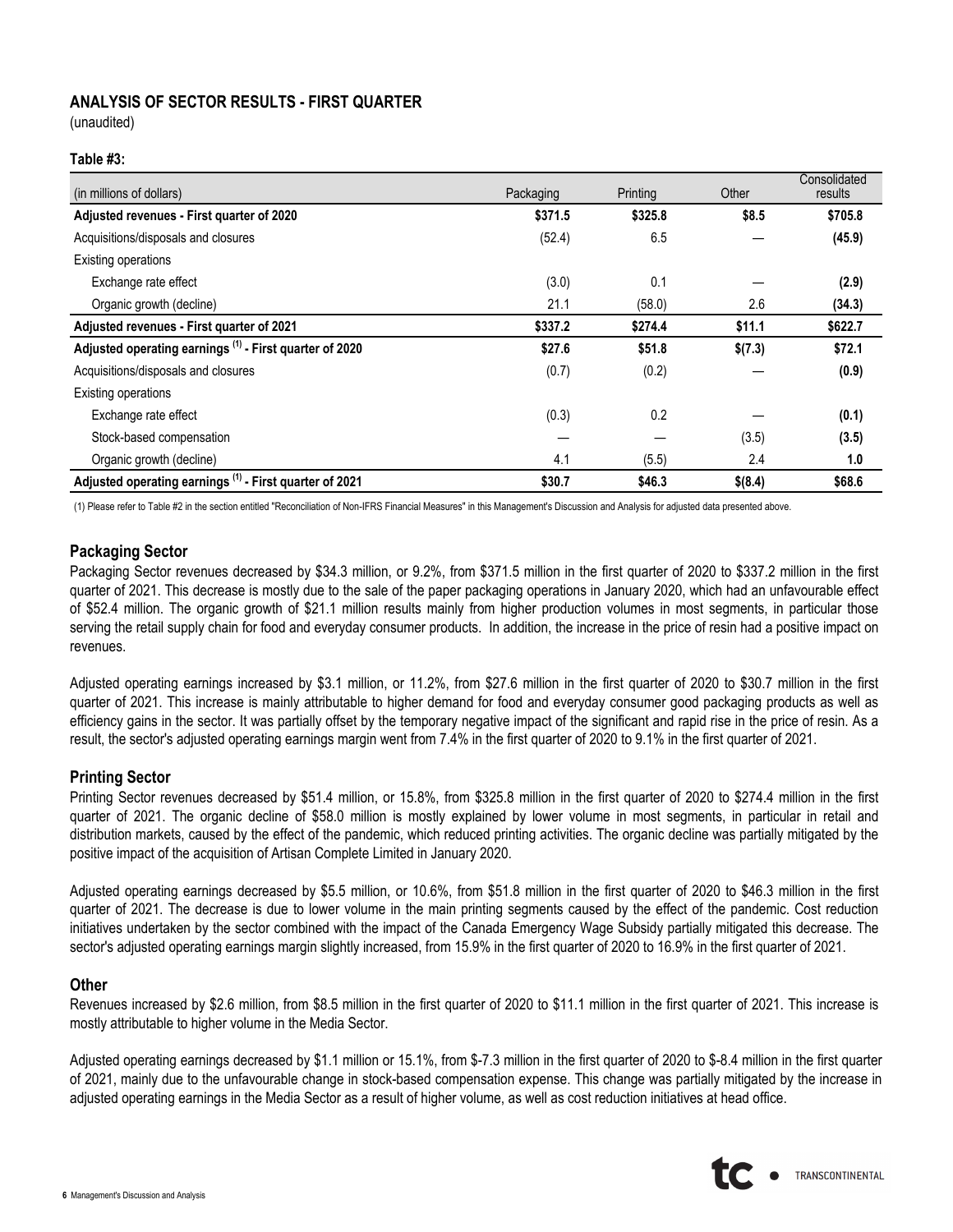## ANALYSIS OF SECTOR RESULTS - FIRST QUARTER

(unaudited)

**Table #3:**

| (in millions of dollars) | Packaging | Printing | Other | Consolidated results |
|---|---|---|---|---|
| **Adjusted revenues - First quarter of 2020** | **$371.5** | **$325.8** | **$8.5** | **$705.8** |
| Acquisitions/disposals and closures | (52.4) | 6.5 | — | **(45.9)** |
| Existing operations | | | | |
| Exchange rate effect | (3.0) | 0.1 | — | **(2.9)** |
| Organic growth (decline) | 21.1 | (58.0) | 2.6 | **(34.3)** |
| **Adjusted revenues - First quarter of 2021** | **$337.2** | **$274.4** | **$11.1** | **$622.7** |
| **Adjusted operating earnings [(1)] - First quarter of 2020** | **$27.6** | **$51.8** | **$(7.3)** | **$72.1** |
| Acquisitions/disposals and closures | (0.7) | (0.2) | — | **(0.9)** |
| Existing operations | | | | |
| Exchange rate effect | (0.3) | 0.2 | — | **(0.1)** |
| Stock-based compensation | — | — | (3.5) | **(3.5)** |
| Organic growth (decline) | 4.1 | (5.5) | 2.4 | **1.0** |
| **Adjusted operating earnings [(1)] - First quarter of 2021** | **$30.7** | **$46.3** | **$(8.4)** | **$68.6** |

(1) Please refer to Table #2 in the section entitled "Reconciliation of Non-IFRS Financial Measures" in this Management's Discussion and Analysis for adjusted data presented above.

### Packaging Sector

Packaging Sector revenues decreased by $34.3 million, or 9.2%, from $371.5 million in the first quarter of 2020 to $337.2 million in the first quarter of 2021. This decrease is mostly due to the sale of the paper packaging operations in January 2020, which had an unfavourable effect of $52.4 million. The organic growth of $21.1 million results mainly from higher production volumes in most segments, in particular those serving the retail supply chain for food and everyday consumer products. In addition, the increase in the price of resin had a positive impact on revenues.

Adjusted operating earnings increased by $3.1 million, or 11.2%, from $27.6 million in the first quarter of 2020 to $30.7 million in the first quarter of 2021. This increase is mainly attributable to higher demand for food and everyday consumer good packaging products as well as efficiency gains in the sector. It was partially offset by the temporary negative impact of the significant and rapid rise in the price of resin. As a result, the sector's adjusted operating earnings margin went from 7.4% in the first quarter of 2020 to 9.1% in the first quarter of 2021.

### Printing Sector

Printing Sector revenues decreased by $51.4 million, or 15.8%, from $325.8 million in the first quarter of 2020 to $274.4 million in the first quarter of 2021. The organic decline of $58.0 million is mostly explained by lower volume in most segments, in particular in retail and distribution markets, caused by the effect of the pandemic, which reduced printing activities. The organic decline was partially mitigated by the positive impact of the acquisition of Artisan Complete Limited in January 2020.

Adjusted operating earnings decreased by $5.5 million, or 10.6%, from $51.8 million in the first quarter of 2020 to $46.3 million in the first quarter of 2021. The decrease is due to lower volume in the main printing segments caused by the effect of the pandemic. Cost reduction initiatives undertaken by the sector combined with the impact of the Canada Emergency Wage Subsidy partially mitigated this decrease. The sector's adjusted operating earnings margin slightly increased, from 15.9% in the first quarter of 2020 to 16.9% in the first quarter of 2021.

### Other

Revenues increased by $2.6 million, from $8.5 million in the first quarter of 2020 to $11.1 million in the first quarter of 2021. This increase is mostly attributable to higher volume in the Media Sector.

Adjusted operating earnings decreased by $1.1 million or 15.1%, from $-7.3 million in the first quarter of 2020 to $-8.4 million in the first quarter of 2021, mainly due to the unfavourable change in stock-based compensation expense. This change was partially mitigated by the increase in adjusted operating earnings in the Media Sector as a result of higher volume, as well as cost reduction initiatives at head office.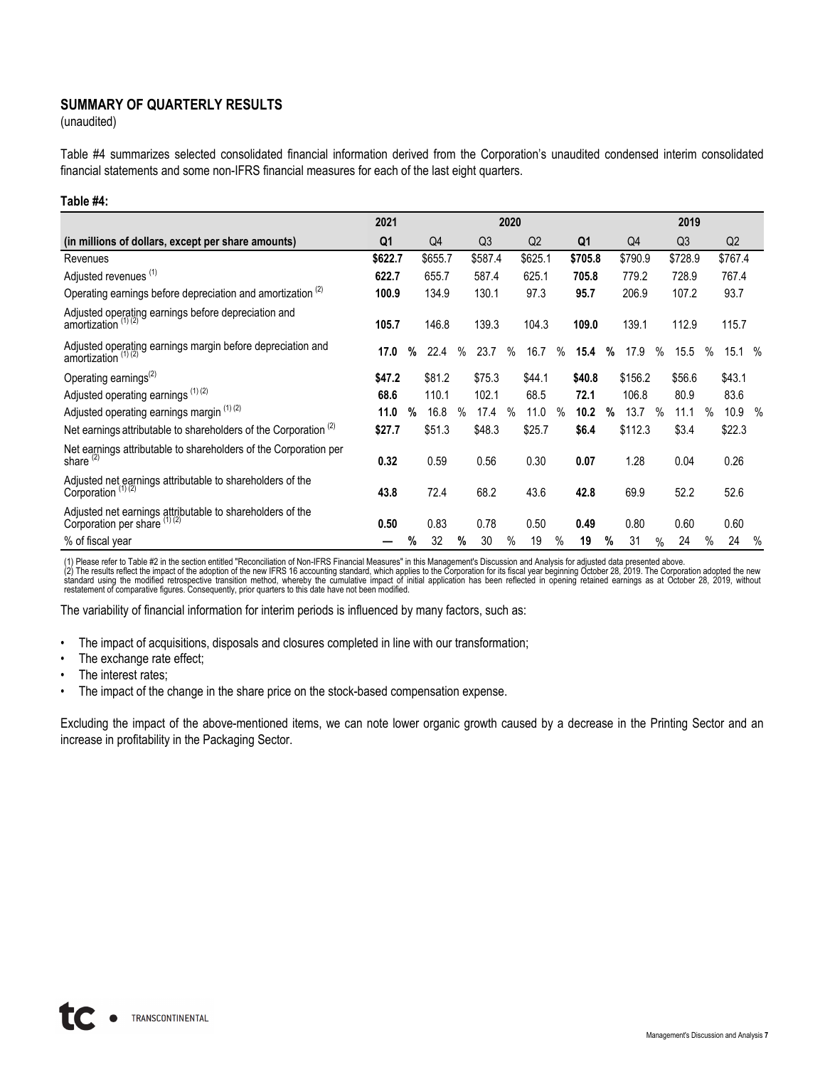## SUMMARY OF QUARTERLY RESULTS

(unaudited)

Table #4 summarizes selected consolidated financial information derived from the Corporation's unaudited condensed interim consolidated financial statements and some non-IFRS financial measures for each of the last eight quarters.

**Table #4:**

| | **2021** | | **2020** | | | **2019** | | |
|---|---|---|---|---|---|---|---|---|
| **(in millions of dollars, except per share amounts)** | **Q1** | Q4 | Q3 | Q2 | **Q1** | Q4 | Q3 | Q2 |
| Revenues | **\$622.7** | \$655.7 | \$587.4 | \$625.1 | **\$705.8** | \$790.9 | \$728.9 | \$767.4 |
| Adjusted revenues (1) | **622.7** | 655.7 | 587.4 | 625.1 | **705.8** | 779.2 | 728.9 | 767.4 |
| Operating earnings before depreciation and amortization (2) | **100.9** | 134.9 | 130.1 | 97.3 | **95.7** | 206.9 | 107.2 | 93.7 |
| Adjusted operating earnings before depreciation and amortization (1) (2) | **105.7** | 146.8 | 139.3 | 104.3 | **109.0** | 139.1 | 112.9 | 115.7 |
| Adjusted operating earnings margin before depreciation and amortization (1) (2) | **17.0 %** | 22.4 % | 23.7 % | 16.7 % | **15.4 %** | 17.9 % | 15.5 % | 15.1 % |
| Operating earnings(2) | **\$47.2** | \$81.2 | \$75.3 | \$44.1 | **\$40.8** | \$156.2 | \$56.6 | \$43.1 |
| Adjusted operating earnings (1) (2) | **68.6** | 110.1 | 102.1 | 68.5 | **72.1** | 106.8 | 80.9 | 83.6 |
| Adjusted operating earnings margin (1) (2) | **11.0 %** | 16.8 % | 17.4 % | 11.0 % | **10.2 %** | 13.7 % | 11.1 % | 10.9 % |
| Net earnings attributable to shareholders of the Corporation (2) | **\$27.7** | \$51.3 | \$48.3 | \$25.7 | **\$6.4** | \$112.3 | \$3.4 | \$22.3 |
| Net earnings attributable to shareholders of the Corporation per share (2) | **0.32** | 0.59 | 0.56 | 0.30 | **0.07** | 1.28 | 0.04 | 0.26 |
| Adjusted net earnings attributable to shareholders of the Corporation (1) (2) | **43.8** | 72.4 | 68.2 | 43.6 | **42.8** | 69.9 | 52.2 | 52.6 |
| Adjusted net earnings attributable to shareholders of the Corporation per share (1) (2) | **0.50** | 0.83 | 0.78 | 0.50 | **0.49** | 0.80 | 0.60 | 0.60 |
| % of fiscal year | **— %** | 32 % | 30 % | 19 % | **19 %** | 31 % | 24 % | 24 % |

(1) Please refer to Table #2 in the section entitled "Reconciliation of Non-IFRS Financial Measures" in this Management's Discussion and Analysis for adjusted data presented above.
(2) The results reflect the impact of the adoption of the new IFRS 16 accounting standard, which applies to the Corporation for its fiscal year beginning October 28, 2019. The Corporation adopted the new standard using the modified retrospective transition method, whereby the cumulative impact of initial application has been reflected in opening retained earnings as at October 28, 2019, without restatement of comparative figures. Consequently, prior quarters to this date have not been modified.

The variability of financial information for interim periods is influenced by many factors, such as:

- The impact of acquisitions, disposals and closures completed in line with our transformation;
- The exchange rate effect;
- The interest rates;
- The impact of the change in the share price on the stock-based compensation expense.

Excluding the impact of the above-mentioned items, we can note lower organic growth caused by a decrease in the Printing Sector and an increase in profitability in the Packaging Sector.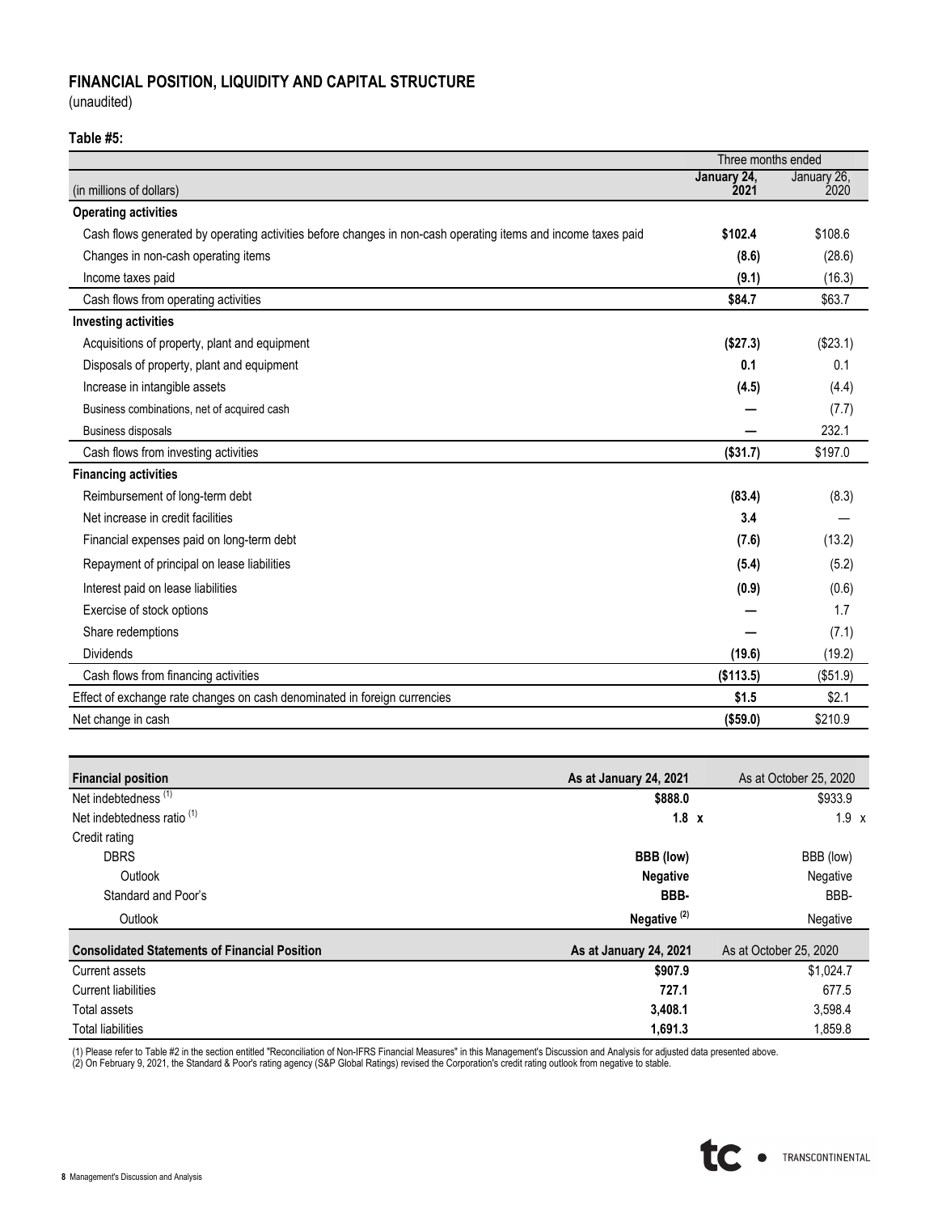## FINANCIAL POSITION, LIQUIDITY AND CAPITAL STRUCTURE

(unaudited)

**Table #5:**

| (in millions of dollars) | Three months ended January 24, 2021 | Three months ended January 26, 2020 |
|---|---|---|
| **Operating activities** | | |
| Cash flows generated by operating activities before changes in non-cash operating items and income taxes paid | **$102.4** | $108.6 |
| Changes in non-cash operating items | **(8.6)** | (28.6) |
| Income taxes paid | **(9.1)** | (16.3) |
| Cash flows from operating activities | **$84.7** | $63.7 |
| **Investing activities** | | |
| Acquisitions of property, plant and equipment | **($27.3)** | ($23.1) |
| Disposals of property, plant and equipment | **0.1** | 0.1 |
| Increase in intangible assets | **(4.5)** | (4.4) |
| Business combinations, net of acquired cash | **—** | (7.7) |
| Business disposals | **—** | 232.1 |
| Cash flows from investing activities | **($31.7)** | $197.0 |
| **Financing activities** | | |
| Reimbursement of long-term debt | **(83.4)** | (8.3) |
| Net increase in credit facilities | **3.4** | — |
| Financial expenses paid on long-term debt | **(7.6)** | (13.2) |
| Repayment of principal on lease liabilities | **(5.4)** | (5.2) |
| Interest paid on lease liabilities | **(0.9)** | (0.6) |
| Exercise of stock options | **—** | 1.7 |
| Share redemptions | **—** | (7.1) |
| Dividends | **(19.6)** | (19.2) |
| Cash flows from financing activities | **($113.5)** | ($51.9) |
| Effect of exchange rate changes on cash denominated in foreign currencies | **$1.5** | $2.1 |
| Net change in cash | **($59.0)** | $210.9 |

| **Financial position** | **As at January 24, 2021** | As at October 25, 2020 |
|---|---|---|
| Net indebtedness [(1)] | **$888.0** | $933.9 |
| Net indebtedness ratio [(1)] | **1.8 x** | 1.9 x |
| Credit rating | | |
| DBRS | **BBB (low)** | BBB (low) |
| Outlook | **Negative** | Negative |
| Standard and Poor's | **BBB-** | BBB- |
| Outlook | **Negative [(2)]** | Negative |

| **Consolidated Statements of Financial Position** | **As at January 24, 2021** | As at October 25, 2020 |
|---|---|---|
| Current assets | **$907.9** | $1,024.7 |
| Current liabilities | **727.1** | 677.5 |
| Total assets | **3,408.1** | 3,598.4 |
| Total liabilities | **1,691.3** | 1,859.8 |

(1) Please refer to Table #2 in the section entitled "Reconciliation of Non-IFRS Financial Measures" in this Management's Discussion and Analysis for adjusted data presented above.
(2) On February 9, 2021, the Standard & Poor's rating agency (S&P Global Ratings) revised the Corporation's credit rating outlook from negative to stable.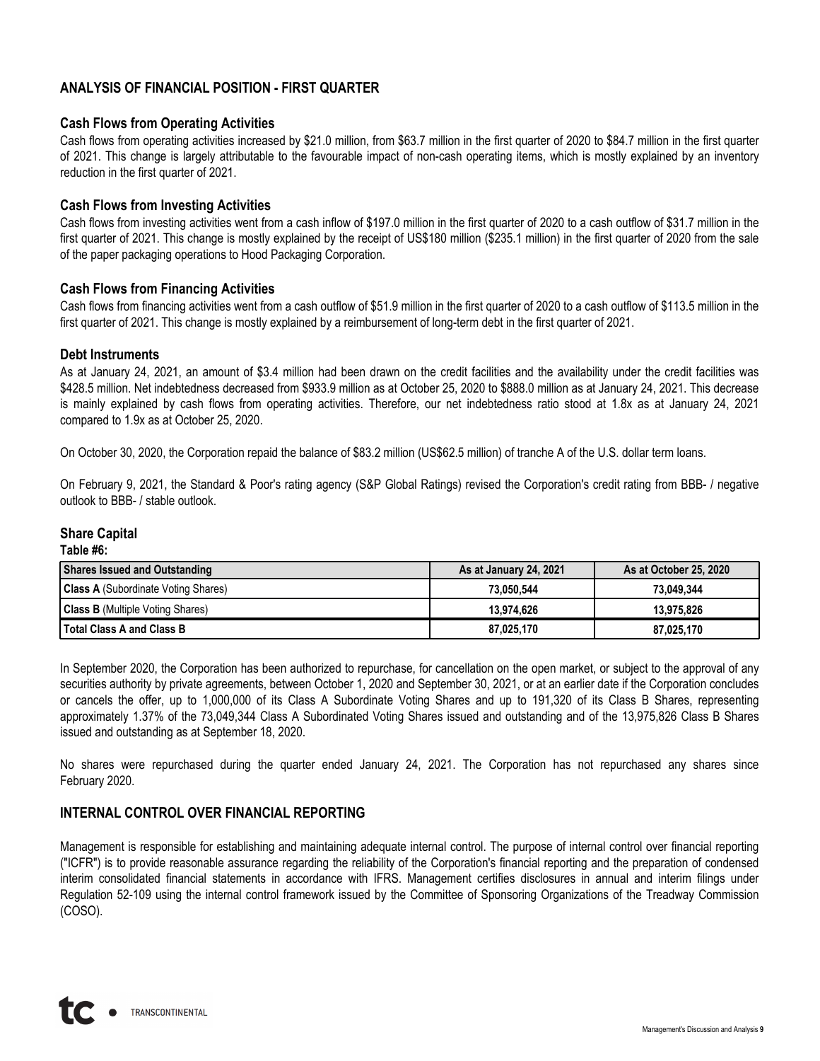## ANALYSIS OF FINANCIAL POSITION - FIRST QUARTER

### Cash Flows from Operating Activities

Cash flows from operating activities increased by $21.0 million, from $63.7 million in the first quarter of 2020 to $84.7 million in the first quarter of 2021. This change is largely attributable to the favourable impact of non-cash operating items, which is mostly explained by an inventory reduction in the first quarter of 2021.

### Cash Flows from Investing Activities

Cash flows from investing activities went from a cash inflow of $197.0 million in the first quarter of 2020 to a cash outflow of $31.7 million in the first quarter of 2021. This change is mostly explained by the receipt of US$180 million ($235.1 million) in the first quarter of 2020 from the sale of the paper packaging operations to Hood Packaging Corporation.

### Cash Flows from Financing Activities

Cash flows from financing activities went from a cash outflow of $51.9 million in the first quarter of 2020 to a cash outflow of $113.5 million in the first quarter of 2021. This change is mostly explained by a reimbursement of long-term debt in the first quarter of 2021.

### Debt Instruments

As at January 24, 2021, an amount of $3.4 million had been drawn on the credit facilities and the availability under the credit facilities was $428.5 million. Net indebtedness decreased from $933.9 million as at October 25, 2020 to $888.0 million as at January 24, 2021. This decrease is mainly explained by cash flows from operating activities. Therefore, our net indebtedness ratio stood at 1.8x as at January 24, 2021 compared to 1.9x as at October 25, 2020.

On October 30, 2020, the Corporation repaid the balance of $83.2 million (US$62.5 million) of tranche A of the U.S. dollar term loans.

On February 9, 2021, the Standard & Poor's rating agency (S&P Global Ratings) revised the Corporation's credit rating from BBB- / negative outlook to BBB- / stable outlook.

### Share Capital

**Table #6:**

| Shares Issued and Outstanding | As at January 24, 2021 | As at October 25, 2020 |
|---|---|---|
| **Class A** (Subordinate Voting Shares) | 73,050,544 | 73,049,344 |
| **Class B** (Multiple Voting Shares) | 13,974,626 | 13,975,826 |
| **Total Class A and Class B** | 87,025,170 | 87,025,170 |

In September 2020, the Corporation has been authorized to repurchase, for cancellation on the open market, or subject to the approval of any securities authority by private agreements, between October 1, 2020 and September 30, 2021, or at an earlier date if the Corporation concludes or cancels the offer, up to 1,000,000 of its Class A Subordinate Voting Shares and up to 191,320 of its Class B Shares, representing approximately 1.37% of the 73,049,344 Class A Subordinated Voting Shares issued and outstanding and of the 13,975,826 Class B Shares issued and outstanding as at September 18, 2020.

No shares were repurchased during the quarter ended January 24, 2021. The Corporation has not repurchased any shares since February 2020.

## INTERNAL CONTROL OVER FINANCIAL REPORTING

Management is responsible for establishing and maintaining adequate internal control. The purpose of internal control over financial reporting ("ICFR") is to provide reasonable assurance regarding the reliability of the Corporation's financial reporting and the preparation of condensed interim consolidated financial statements in accordance with IFRS. Management certifies disclosures in annual and interim filings under Regulation 52-109 using the internal control framework issued by the Committee of Sponsoring Organizations of the Treadway Commission (COSO).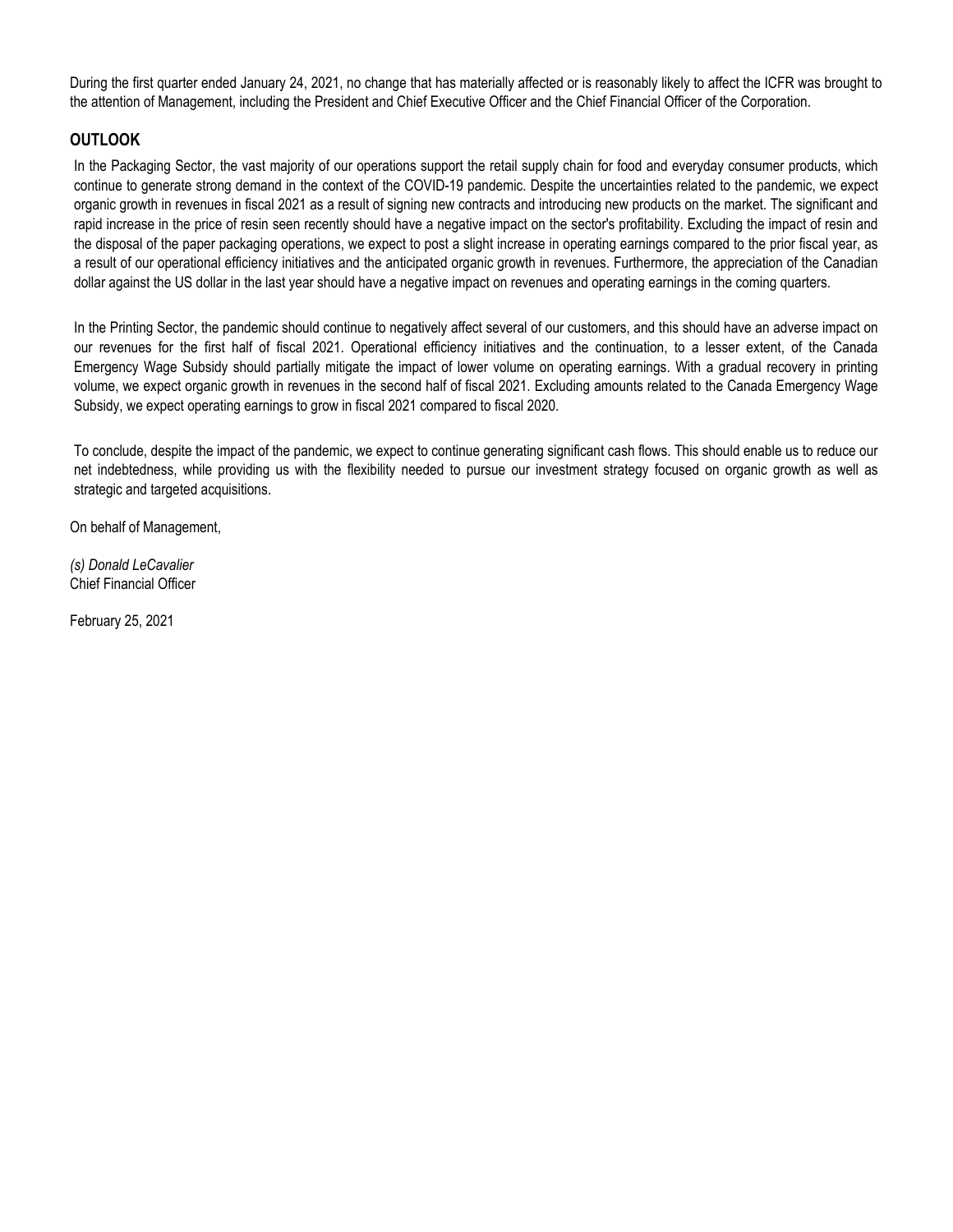During the first quarter ended January 24, 2021, no change that has materially affected or is reasonably likely to affect the ICFR was brought to the attention of Management, including the President and Chief Executive Officer and the Chief Financial Officer of the Corporation.

## OUTLOOK

In the Packaging Sector, the vast majority of our operations support the retail supply chain for food and everyday consumer products, which continue to generate strong demand in the context of the COVID-19 pandemic. Despite the uncertainties related to the pandemic, we expect organic growth in revenues in fiscal 2021 as a result of signing new contracts and introducing new products on the market. The significant and rapid increase in the price of resin seen recently should have a negative impact on the sector's profitability. Excluding the impact of resin and the disposal of the paper packaging operations, we expect to post a slight increase in operating earnings compared to the prior fiscal year, as a result of our operational efficiency initiatives and the anticipated organic growth in revenues. Furthermore, the appreciation of the Canadian dollar against the US dollar in the last year should have a negative impact on revenues and operating earnings in the coming quarters.

In the Printing Sector, the pandemic should continue to negatively affect several of our customers, and this should have an adverse impact on our revenues for the first half of fiscal 2021. Operational efficiency initiatives and the continuation, to a lesser extent, of the Canada Emergency Wage Subsidy should partially mitigate the impact of lower volume on operating earnings. With a gradual recovery in printing volume, we expect organic growth in revenues in the second half of fiscal 2021. Excluding amounts related to the Canada Emergency Wage Subsidy, we expect operating earnings to grow in fiscal 2021 compared to fiscal 2020.

To conclude, despite the impact of the pandemic, we expect to continue generating significant cash flows. This should enable us to reduce our net indebtedness, while providing us with the flexibility needed to pursue our investment strategy focused on organic growth as well as strategic and targeted acquisitions.

On behalf of Management,

*(s) Donald LeCavalier*
Chief Financial Officer

February 25, 2021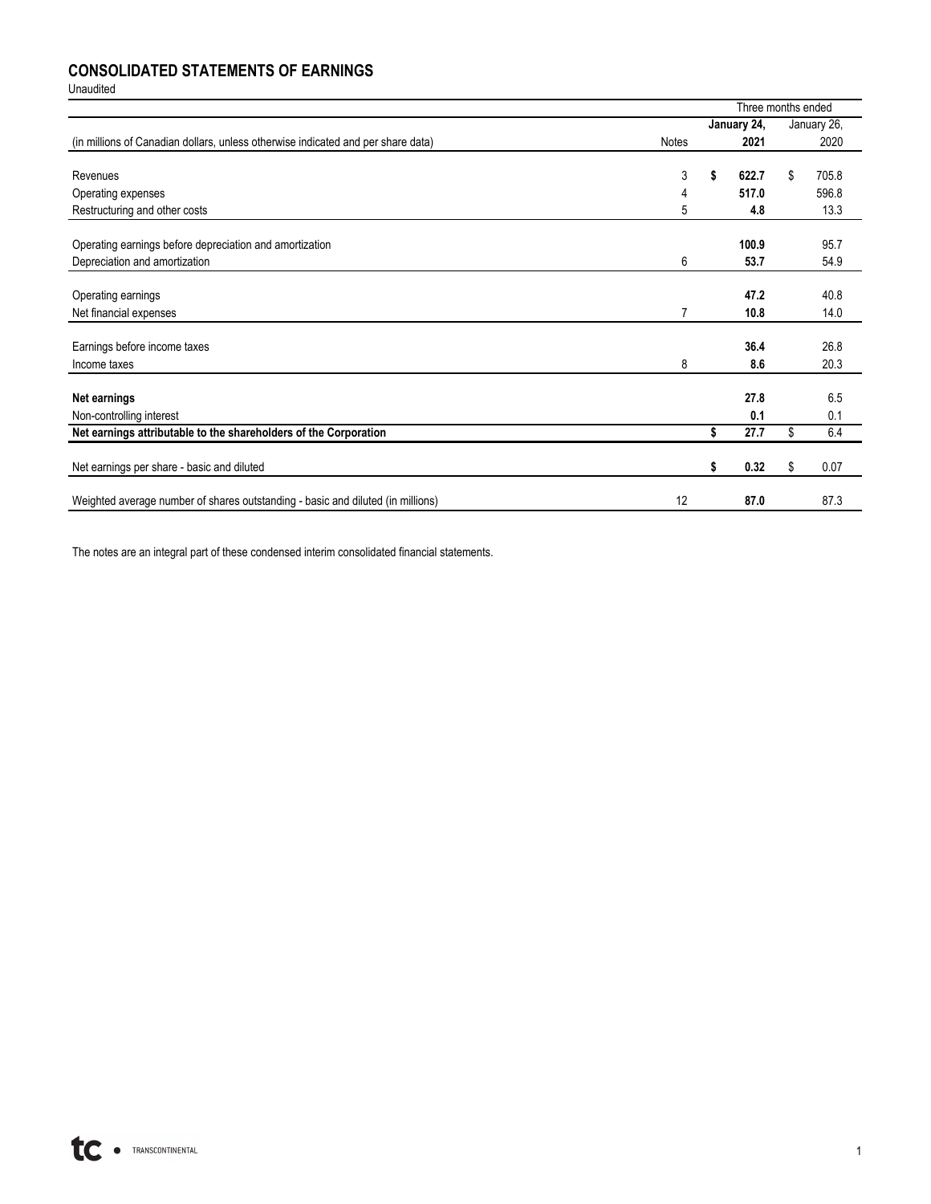## CONSOLIDATED STATEMENTS OF EARNINGS

Unaudited

| | | Three months ended | |
|---|---|---|---|
| | | **January 24,** | January 26, |
| (in millions of Canadian dollars, unless otherwise indicated and per share data) | Notes | **2021** | 2020 |
| Revenues | 3 | **$ 622.7** | $ 705.8 |
| Operating expenses | 4 | **517.0** | 596.8 |
| Restructuring and other costs | 5 | **4.8** | 13.3 |
| Operating earnings before depreciation and amortization | | **100.9** | 95.7 |
| Depreciation and amortization | 6 | **53.7** | 54.9 |
| Operating earnings | | **47.2** | 40.8 |
| Net financial expenses | 7 | **10.8** | 14.0 |
| Earnings before income taxes | | **36.4** | 26.8 |
| Income taxes | 8 | **8.6** | 20.3 |
| **Net earnings** | | **27.8** | 6.5 |
| Non-controlling interest | | **0.1** | 0.1 |
| **Net earnings attributable to the shareholders of the Corporation** | | **$ 27.7** | $ 6.4 |
| Net earnings per share - basic and diluted | | **$ 0.32** | $ 0.07 |
| Weighted average number of shares outstanding - basic and diluted (in millions) | 12 | **87.0** | 87.3 |

The notes are an integral part of these condensed interim consolidated financial statements.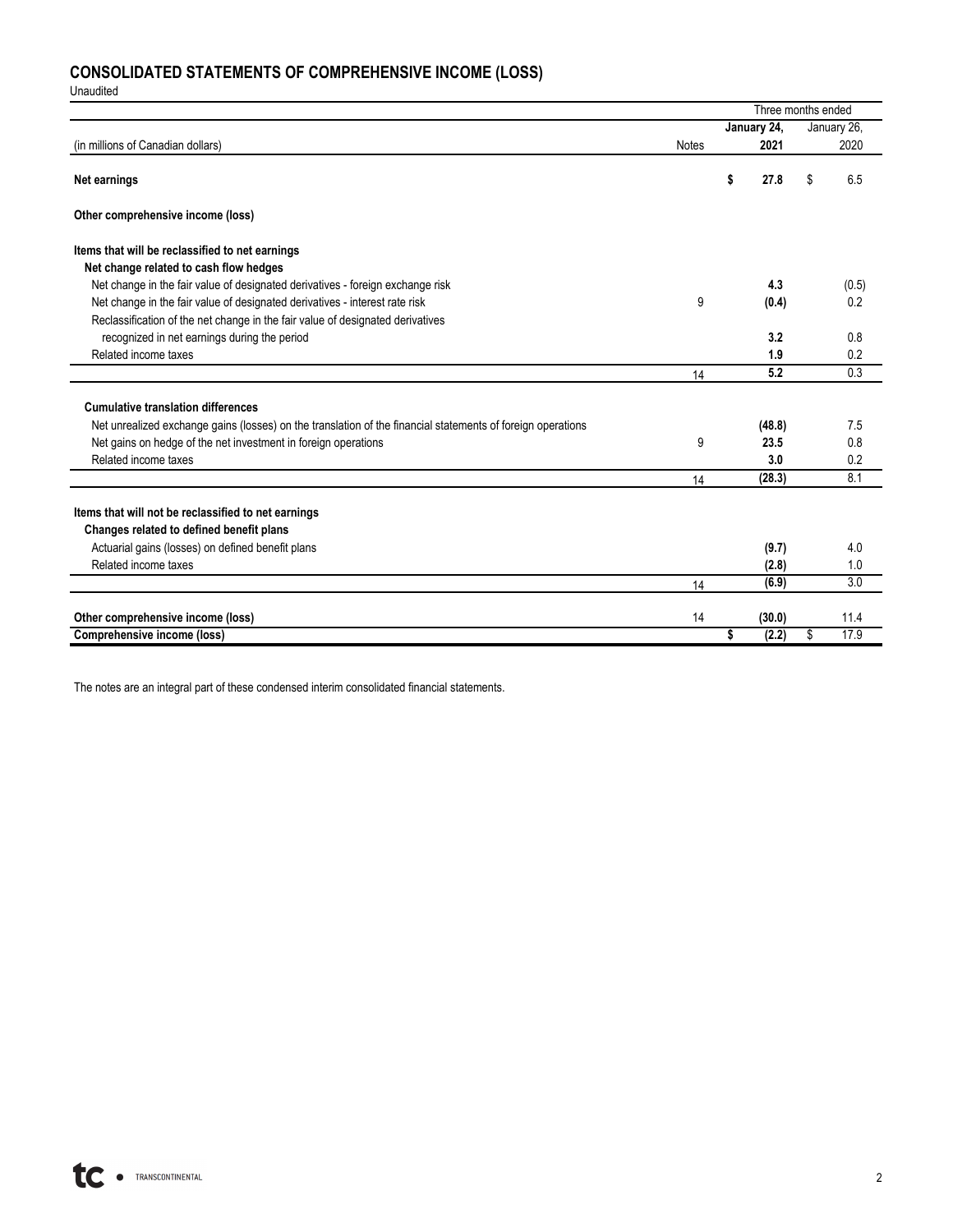## CONSOLIDATED STATEMENTS OF COMPREHENSIVE INCOME (LOSS)

Unaudited

| | | Three months ended | |
|---|---|---|---|
| | | **January 24,** | January 26, |
| (in millions of Canadian dollars) | Notes | **2021** | 2020 |
| **Net earnings** | | **$ 27.8** | $ 6.5 |
| **Other comprehensive income (loss)** | | | |
| **Items that will be reclassified to net earnings** | | | |
| **Net change related to cash flow hedges** | | | |
| Net change in the fair value of designated derivatives - foreign exchange risk | | **4.3** | (0.5) |
| Net change in the fair value of designated derivatives - interest rate risk | 9 | **(0.4)** | 0.2 |
| Reclassification of the net change in the fair value of designated derivatives recognized in net earnings during the period | | **3.2** | 0.8 |
| Related income taxes | | **1.9** | 0.2 |
| | 14 | **5.2** | 0.3 |
| **Cumulative translation differences** | | | |
| Net unrealized exchange gains (losses) on the translation of the financial statements of foreign operations | | **(48.8)** | 7.5 |
| Net gains on hedge of the net investment in foreign operations | 9 | **23.5** | 0.8 |
| Related income taxes | | **3.0** | 0.2 |
| | 14 | **(28.3)** | 8.1 |
| **Items that will not be reclassified to net earnings** | | | |
| **Changes related to defined benefit plans** | | | |
| Actuarial gains (losses) on defined benefit plans | | **(9.7)** | 4.0 |
| Related income taxes | | **(2.8)** | 1.0 |
| | 14 | **(6.9)** | 3.0 |
| **Other comprehensive income (loss)** | 14 | **(30.0)** | 11.4 |
| **Comprehensive income (loss)** | | **$ (2.2)** | $ 17.9 |

The notes are an integral part of these condensed interim consolidated financial statements.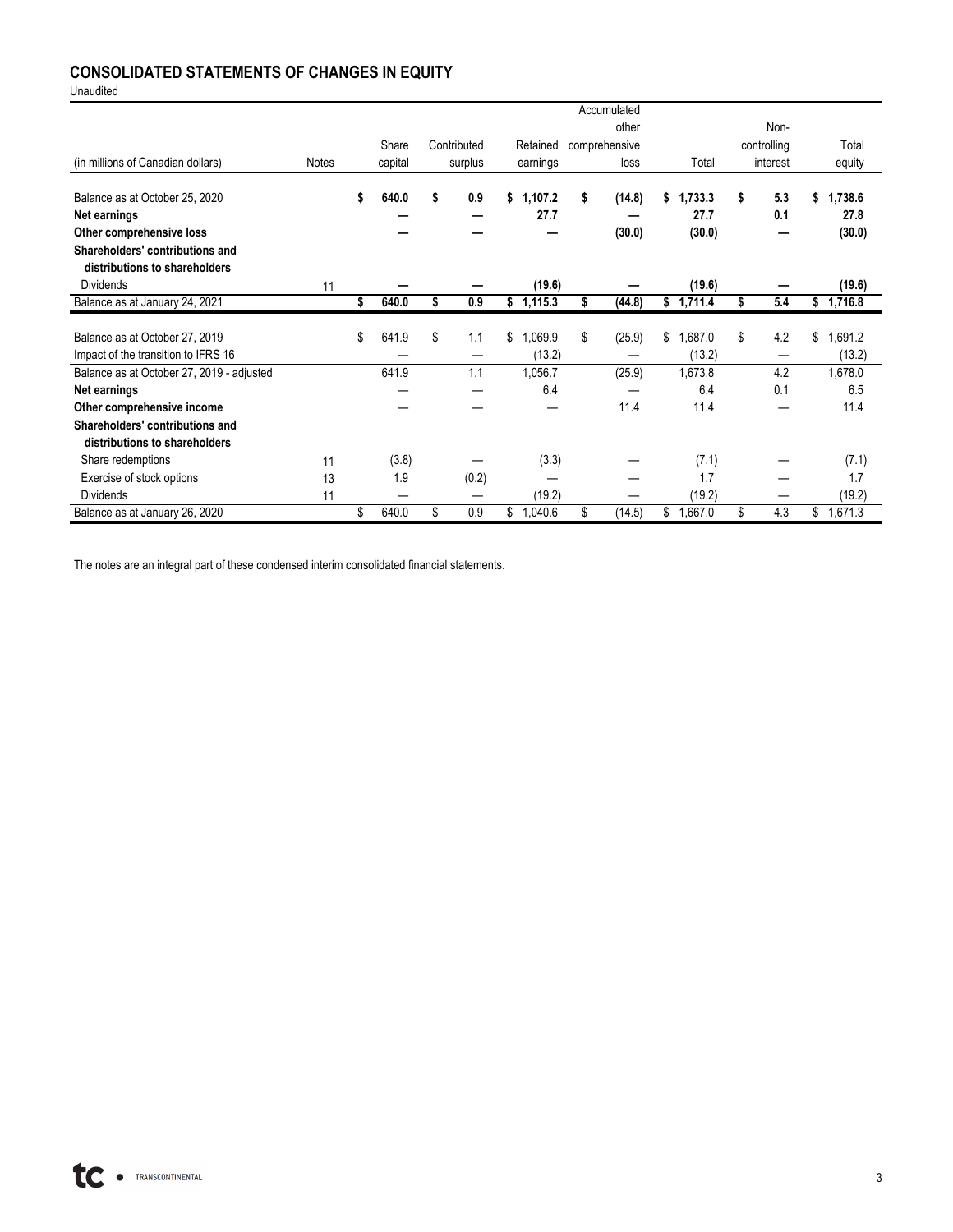## CONSOLIDATED STATEMENTS OF CHANGES IN EQUITY

Unaudited

| (in millions of Canadian dollars) | Notes | Share capital | Contributed surplus | Retained earnings | Accumulated other comprehensive loss | Total | Non-controlling interest | Total equity |
|---|---|---|---|---|---|---|---|---|
| **Balance as at October 25, 2020** | | **$ 640.0** | **$ 0.9** | **$ 1,107.2** | **$ (14.8)** | **$ 1,733.3** | **$ 5.3** | **$ 1,738.6** |
| **Net earnings** | | **—** | **—** | **27.7** | **—** | **27.7** | **0.1** | **27.8** |
| **Other comprehensive loss** | | **—** | **—** | **—** | **(30.0)** | **(30.0)** | **—** | **(30.0)** |
| **Shareholders' contributions and distributions to shareholders** | | | | | | | | |
| Dividends | 11 | **—** | **—** | **(19.6)** | **—** | **(19.6)** | **—** | **(19.6)** |
| Balance as at January 24, 2021 | | **$ 640.0** | **$ 0.9** | **$ 1,115.3** | **$ (44.8)** | **$ 1,711.4** | **$ 5.4** | **$ 1,716.8** |
| Balance as at October 27, 2019 | | $ 641.9 | $ 1.1 | $ 1,069.9 | $ (25.9) | $ 1,687.0 | $ 4.2 | $ 1,691.2 |
| Impact of the transition to IFRS 16 | | — | — | (13.2) | — | (13.2) | — | (13.2) |
| Balance as at October 27, 2019 - adjusted | | 641.9 | 1.1 | 1,056.7 | (25.9) | 1,673.8 | 4.2 | 1,678.0 |
| **Net earnings** | | — | — | 6.4 | — | 6.4 | 0.1 | 6.5 |
| **Other comprehensive income** | | — | — | — | 11.4 | 11.4 | — | 11.4 |
| **Shareholders' contributions and distributions to shareholders** | | | | | | | | |
| Share redemptions | 11 | (3.8) | — | (3.3) | — | (7.1) | — | (7.1) |
| Exercise of stock options | 13 | 1.9 | (0.2) | — | — | 1.7 | — | 1.7 |
| Dividends | 11 | — | — | (19.2) | — | (19.2) | — | (19.2) |
| Balance as at January 26, 2020 | | $ 640.0 | $ 0.9 | $ 1,040.6 | $ (14.5) | $ 1,667.0 | $ 4.3 | $ 1,671.3 |

The notes are an integral part of these condensed interim consolidated financial statements.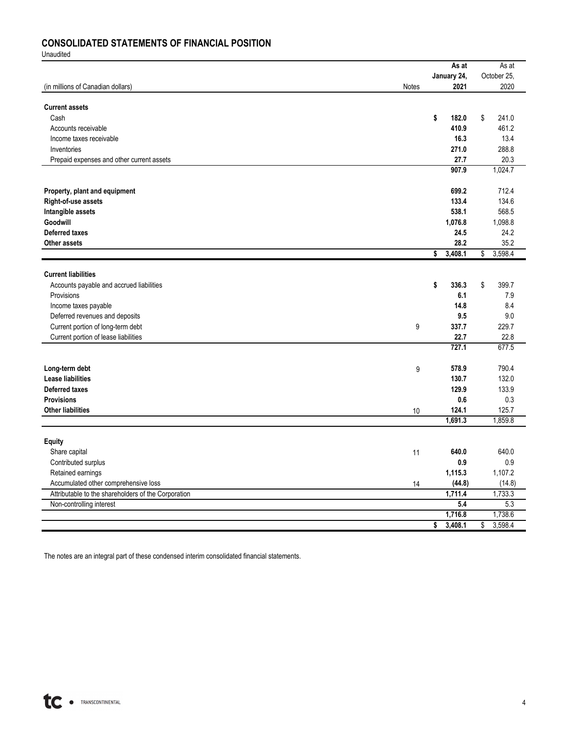## CONSOLIDATED STATEMENTS OF FINANCIAL POSITION

Unaudited

| (in millions of Canadian dollars) | Notes | As at January 24, 2021 | As at October 25, 2020 |
|---|---|---|---|
| **Current assets** | | | |
| Cash | | $ 182.0 | $ 241.0 |
| Accounts receivable | | 410.9 | 461.2 |
| Income taxes receivable | | 16.3 | 13.4 |
| Inventories | | 271.0 | 288.8 |
| Prepaid expenses and other current assets | | 27.7 | 20.3 |
| | | 907.9 | 1,024.7 |
| **Property, plant and equipment** | | 699.2 | 712.4 |
| **Right-of-use assets** | | 133.4 | 134.6 |
| **Intangible assets** | | 538.1 | 568.5 |
| **Goodwill** | | 1,076.8 | 1,098.8 |
| **Deferred taxes** | | 24.5 | 24.2 |
| **Other assets** | | 28.2 | 35.2 |
| | | $ 3,408.1 | $ 3,598.4 |
| **Current liabilities** | | | |
| Accounts payable and accrued liabilities | | $ 336.3 | $ 399.7 |
| Provisions | | 6.1 | 7.9 |
| Income taxes payable | | 14.8 | 8.4 |
| Deferred revenues and deposits | | 9.5 | 9.0 |
| Current portion of long-term debt | 9 | 337.7 | 229.7 |
| Current portion of lease liabilities | | 22.7 | 22.8 |
| | | 727.1 | 677.5 |
| **Long-term debt** | 9 | 578.9 | 790.4 |
| **Lease liabilities** | | 130.7 | 132.0 |
| **Deferred taxes** | | 129.9 | 133.9 |
| **Provisions** | | 0.6 | 0.3 |
| **Other liabilities** | 10 | 124.1 | 125.7 |
| | | 1,691.3 | 1,859.8 |
| **Equity** | | | |
| Share capital | 11 | 640.0 | 640.0 |
| Contributed surplus | | 0.9 | 0.9 |
| Retained earnings | | 1,115.3 | 1,107.2 |
| Accumulated other comprehensive loss | 14 | (44.8) | (14.8) |
| Attributable to the shareholders of the Corporation | | 1,711.4 | 1,733.3 |
| Non-controlling interest | | 5.4 | 5.3 |
| | | 1,716.8 | 1,738.6 |
| | | $ 3,408.1 | $ 3,598.4 |

The notes are an integral part of these condensed interim consolidated financial statements.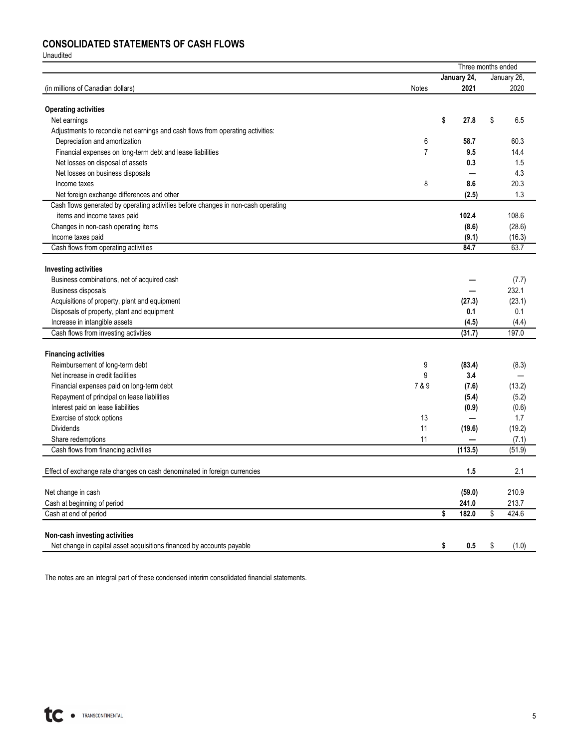## CONSOLIDATED STATEMENTS OF CASH FLOWS

Unaudited

| (in millions of Canadian dollars) | Notes | Three months ended January 24, 2021 | Three months ended January 26, 2020 |
|---|---|---|---|
| **Operating activities** | | | |
| Net earnings | | **$ 27.8** | $ 6.5 |
| Adjustments to reconcile net earnings and cash flows from operating activities: | | | |
| Depreciation and amortization | 6 | **58.7** | 60.3 |
| Financial expenses on long-term debt and lease liabilities | 7 | **9.5** | 14.4 |
| Net losses on disposal of assets | | **0.3** | 1.5 |
| Net losses on business disposals | | **—** | 4.3 |
| Income taxes | 8 | **8.6** | 20.3 |
| Net foreign exchange differences and other | | **(2.5)** | 1.3 |
| Cash flows generated by operating activities before changes in non-cash operating items and income taxes paid | | **102.4** | 108.6 |
| Changes in non-cash operating items | | **(8.6)** | (28.6) |
| Income taxes paid | | **(9.1)** | (16.3) |
| Cash flows from operating activities | | **84.7** | 63.7 |
| **Investing activities** | | | |
| Business combinations, net of acquired cash | | **—** | (7.7) |
| Business disposals | | **—** | 232.1 |
| Acquisitions of property, plant and equipment | | **(27.3)** | (23.1) |
| Disposals of property, plant and equipment | | **0.1** | 0.1 |
| Increase in intangible assets | | **(4.5)** | (4.4) |
| Cash flows from investing activities | | **(31.7)** | 197.0 |
| **Financing activities** | | | |
| Reimbursement of long-term debt | 9 | **(83.4)** | (8.3) |
| Net increase in credit facilities | 9 | **3.4** | — |
| Financial expenses paid on long-term debt | 7 & 9 | **(7.6)** | (13.2) |
| Repayment of principal on lease liabilities | | **(5.4)** | (5.2) |
| Interest paid on lease liabilities | | **(0.9)** | (0.6) |
| Exercise of stock options | 13 | **—** | 1.7 |
| Dividends | 11 | **(19.6)** | (19.2) |
| Share redemptions | 11 | **—** | (7.1) |
| Cash flows from financing activities | | **(113.5)** | (51.9) |
| Effect of exchange rate changes on cash denominated in foreign currencies | | **1.5** | 2.1 |
| Net change in cash | | **(59.0)** | 210.9 |
| Cash at beginning of period | | **241.0** | 213.7 |
| Cash at end of period | | **$ 182.0** | $ 424.6 |
| **Non-cash investing activities** | | | |
| Net change in capital asset acquisitions financed by accounts payable | | **$ 0.5** | $ (1.0) |

The notes are an integral part of these condensed interim consolidated financial statements.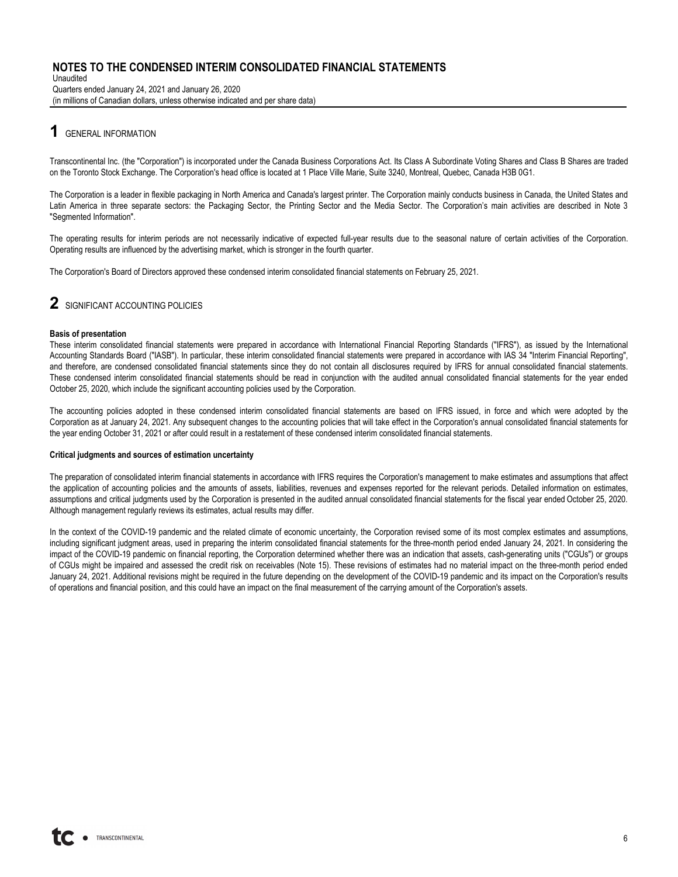# NOTES TO THE CONDENSED INTERIM CONSOLIDATED FINANCIAL STATEMENTS

Unaudited
Quarters ended January 24, 2021 and January 26, 2020
(in millions of Canadian dollars, unless otherwise indicated and per share data)

## 1 GENERAL INFORMATION

Transcontinental Inc. (the "Corporation") is incorporated under the Canada Business Corporations Act. Its Class A Subordinate Voting Shares and Class B Shares are traded on the Toronto Stock Exchange. The Corporation's head office is located at 1 Place Ville Marie, Suite 3240, Montreal, Quebec, Canada H3B 0G1.

The Corporation is a leader in flexible packaging in North America and Canada's largest printer. The Corporation mainly conducts business in Canada, the United States and Latin America in three separate sectors: the Packaging Sector, the Printing Sector and the Media Sector. The Corporation's main activities are described in Note 3 "Segmented Information".

The operating results for interim periods are not necessarily indicative of expected full-year results due to the seasonal nature of certain activities of the Corporation. Operating results are influenced by the advertising market, which is stronger in the fourth quarter.

The Corporation's Board of Directors approved these condensed interim consolidated financial statements on February 25, 2021.

## 2 SIGNIFICANT ACCOUNTING POLICIES

**Basis of presentation**

These interim consolidated financial statements were prepared in accordance with International Financial Reporting Standards ("IFRS"), as issued by the International Accounting Standards Board ("IASB"). In particular, these interim consolidated financial statements were prepared in accordance with IAS 34 "Interim Financial Reporting", and therefore, are condensed consolidated financial statements since they do not contain all disclosures required by IFRS for annual consolidated financial statements. These condensed interim consolidated financial statements should be read in conjunction with the audited annual consolidated financial statements for the year ended October 25, 2020, which include the significant accounting policies used by the Corporation.

The accounting policies adopted in these condensed interim consolidated financial statements are based on IFRS issued, in force and which were adopted by the Corporation as at January 24, 2021. Any subsequent changes to the accounting policies that will take effect in the Corporation's annual consolidated financial statements for the year ending October 31, 2021 or after could result in a restatement of these condensed interim consolidated financial statements.

**Critical judgments and sources of estimation uncertainty**

The preparation of consolidated interim financial statements in accordance with IFRS requires the Corporation's management to make estimates and assumptions that affect the application of accounting policies and the amounts of assets, liabilities, revenues and expenses reported for the relevant periods. Detailed information on estimates, assumptions and critical judgments used by the Corporation is presented in the audited annual consolidated financial statements for the fiscal year ended October 25, 2020. Although management regularly reviews its estimates, actual results may differ.

In the context of the COVID-19 pandemic and the related climate of economic uncertainty, the Corporation revised some of its most complex estimates and assumptions, including significant judgment areas, used in preparing the interim consolidated financial statements for the three-month period ended January 24, 2021. In considering the impact of the COVID-19 pandemic on financial reporting, the Corporation determined whether there was an indication that assets, cash-generating units ("CGUs") or groups of CGUs might be impaired and assessed the credit risk on receivables (Note 15). These revisions of estimates had no material impact on the three-month period ended January 24, 2021. Additional revisions might be required in the future depending on the development of the COVID-19 pandemic and its impact on the Corporation's results of operations and financial position, and this could have an impact on the final measurement of the carrying amount of the Corporation's assets.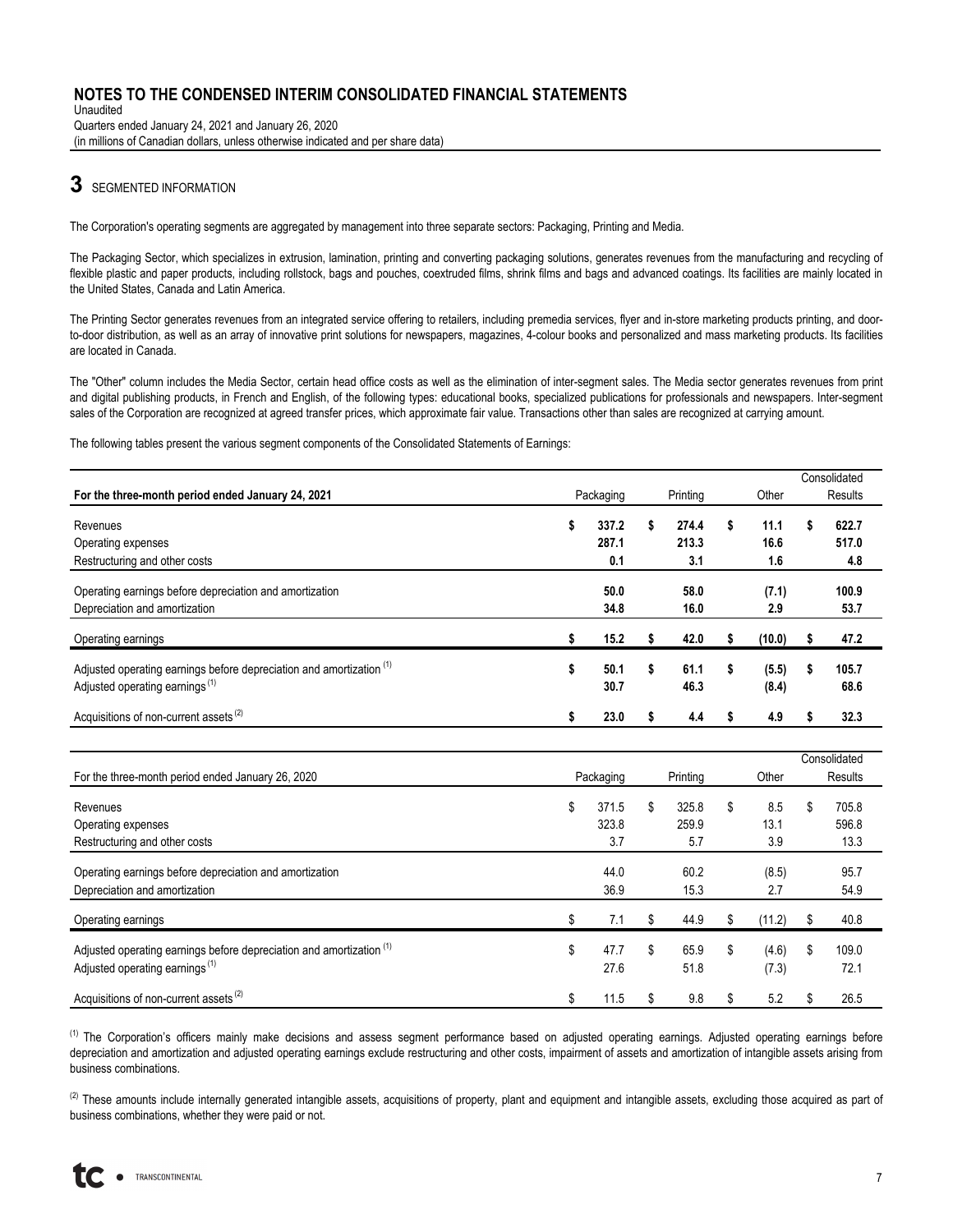# NOTES TO THE CONDENSED INTERIM CONSOLIDATED FINANCIAL STATEMENTS

Unaudited
Quarters ended January 24, 2021 and January 26, 2020
(in millions of Canadian dollars, unless otherwise indicated and per share data)

## 3 SEGMENTED INFORMATION

The Corporation's operating segments are aggregated by management into three separate sectors: Packaging, Printing and Media.

The Packaging Sector, which specializes in extrusion, lamination, printing and converting packaging solutions, generates revenues from the manufacturing and recycling of flexible plastic and paper products, including rollstock, bags and pouches, coextruded films, shrink films and bags and advanced coatings. Its facilities are mainly located in the United States, Canada and Latin America.

The Printing Sector generates revenues from an integrated service offering to retailers, including premedia services, flyer and in-store marketing products printing, and door-to-door distribution, as well as an array of innovative print solutions for newspapers, magazines, 4-colour books and personalized and mass marketing products. Its facilities are located in Canada.

The "Other" column includes the Media Sector, certain head office costs as well as the elimination of inter-segment sales. The Media sector generates revenues from print and digital publishing products, in French and English, of the following types: educational books, specialized publications for professionals and newspapers. Inter-segment sales of the Corporation are recognized at agreed transfer prices, which approximate fair value. Transactions other than sales are recognized at carrying amount.

The following tables present the various segment components of the Consolidated Statements of Earnings:

| **For the three-month period ended January 24, 2021** | Packaging | Printing | Other | Consolidated Results |
|---|---|---|---|---|
| Revenues | **$ 337.2** | **$ 274.4** | **$ 11.1** | **$ 622.7** |
| Operating expenses | **287.1** | **213.3** | **16.6** | **517.0** |
| Restructuring and other costs | **0.1** | **3.1** | **1.6** | **4.8** |
| Operating earnings before depreciation and amortization | **50.0** | **58.0** | **(7.1)** | **100.9** |
| Depreciation and amortization | **34.8** | **16.0** | **2.9** | **53.7** |
| Operating earnings | **$ 15.2** | **$ 42.0** | **$ (10.0)** | **$ 47.2** |
| Adjusted operating earnings before depreciation and amortization [(1)] | **$ 50.1** | **$ 61.1** | **$ (5.5)** | **$ 105.7** |
| Adjusted operating earnings [(1)] | **30.7** | **46.3** | **(8.4)** | **68.6** |
| Acquisitions of non-current assets [(2)] | **$ 23.0** | **$ 4.4** | **$ 4.9** | **$ 32.3** |

| For the three-month period ended January 26, 2020 | Packaging | Printing | Other | Consolidated Results |
|---|---|---|---|---|
| Revenues | $ 371.5 | $ 325.8 | $ 8.5 | $ 705.8 |
| Operating expenses | 323.8 | 259.9 | 13.1 | 596.8 |
| Restructuring and other costs | 3.7 | 5.7 | 3.9 | 13.3 |
| Operating earnings before depreciation and amortization | 44.0 | 60.2 | (8.5) | 95.7 |
| Depreciation and amortization | 36.9 | 15.3 | 2.7 | 54.9 |
| Operating earnings | $ 7.1 | $ 44.9 | $ (11.2) | $ 40.8 |
| Adjusted operating earnings before depreciation and amortization [(1)] | $ 47.7 | $ 65.9 | $ (4.6) | $ 109.0 |
| Adjusted operating earnings [(1)] | 27.6 | 51.8 | (7.3) | 72.1 |
| Acquisitions of non-current assets [(2)] | $ 11.5 | $ 9.8 | $ 5.2 | $ 26.5 |

[(1)] The Corporation's officers mainly make decisions and assess segment performance based on adjusted operating earnings. Adjusted operating earnings before depreciation and amortization and adjusted operating earnings exclude restructuring and other costs, impairment of assets and amortization of intangible assets arising from business combinations.

[(2)] These amounts include internally generated intangible assets, acquisitions of property, plant and equipment and intangible assets, excluding those acquired as part of business combinations, whether they were paid or not.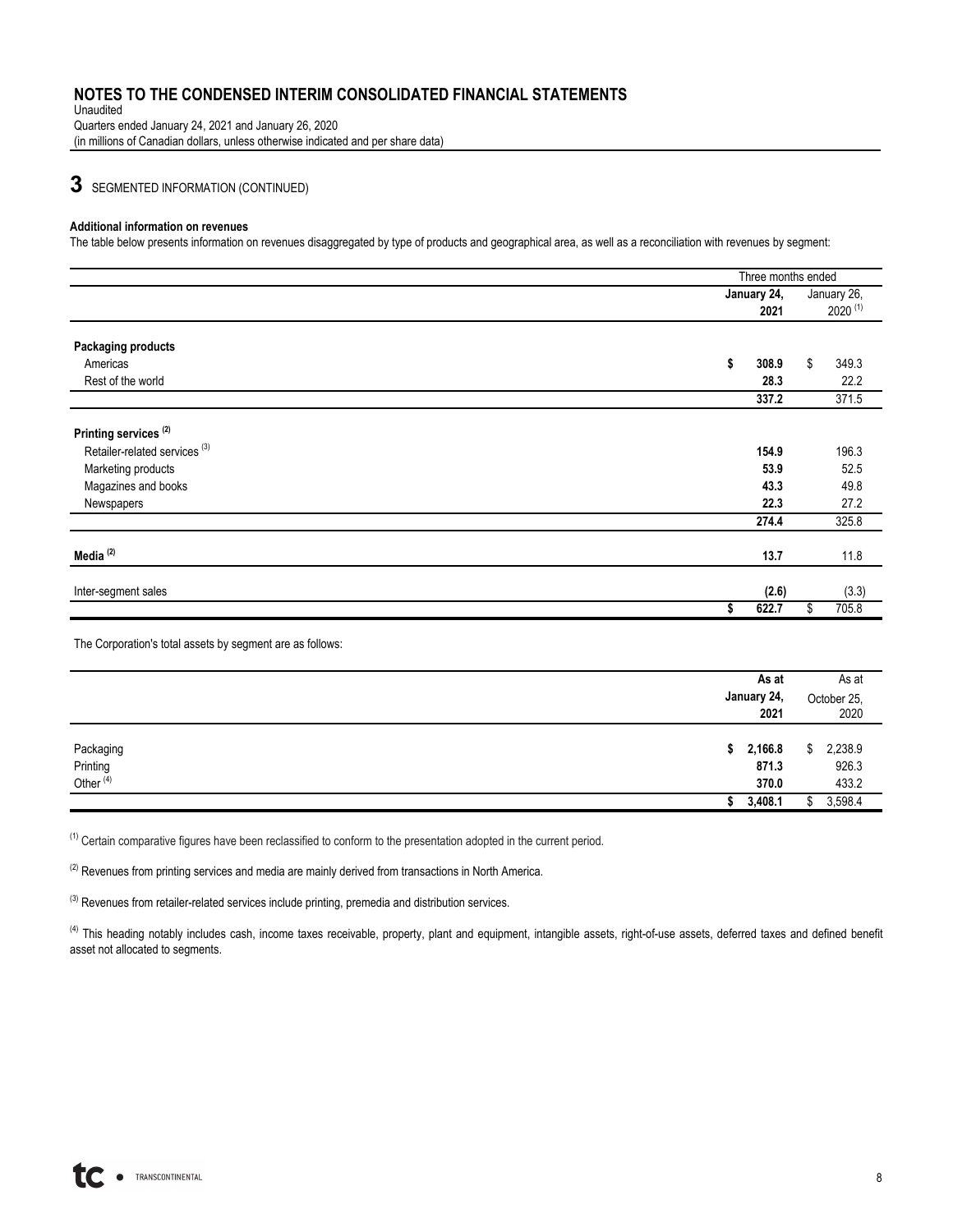## 3 SEGMENTED INFORMATION (CONTINUED)

**Additional information on revenues**

The table below presents information on revenues disaggregated by type of products and geographical area, as well as a reconciliation with revenues by segment:

| | Three months ended | |
|---|---|---|
| | **January 24, 2021** | January 26, 2020 [(1)] |
| **Packaging products** | | |
| Americas | **$ 308.9** | $ 349.3 |
| Rest of the world | **28.3** | 22.2 |
| | **337.2** | 371.5 |
| **Printing services [(2)]** | | |
| Retailer-related services [(3)] | **154.9** | 196.3 |
| Marketing products | **53.9** | 52.5 |
| Magazines and books | **43.3** | 49.8 |
| Newspapers | **22.3** | 27.2 |
| | **274.4** | 325.8 |
| **Media [(2)]** | **13.7** | 11.8 |
| Inter-segment sales | **(2.6)** | (3.3) |
| | **$ 622.7** | $ 705.8 |

The Corporation's total assets by segment are as follows:

| | **As at January 24, 2021** | As at October 25, 2020 |
|---|---|---|
| Packaging | **$ 2,166.8** | $ 2,238.9 |
| Printing | **871.3** | 926.3 |
| Other [(4)] | **370.0** | 433.2 |
| | **$ 3,408.1** | $ 3,598.4 |

[(1)] Certain comparative figures have been reclassified to conform to the presentation adopted in the current period.

[(2)] Revenues from printing services and media are mainly derived from transactions in North America.

[(3)] Revenues from retailer-related services include printing, premedia and distribution services.

[(4)] This heading notably includes cash, income taxes receivable, property, plant and equipment, intangible assets, right-of-use assets, deferred taxes and defined benefit asset not allocated to segments.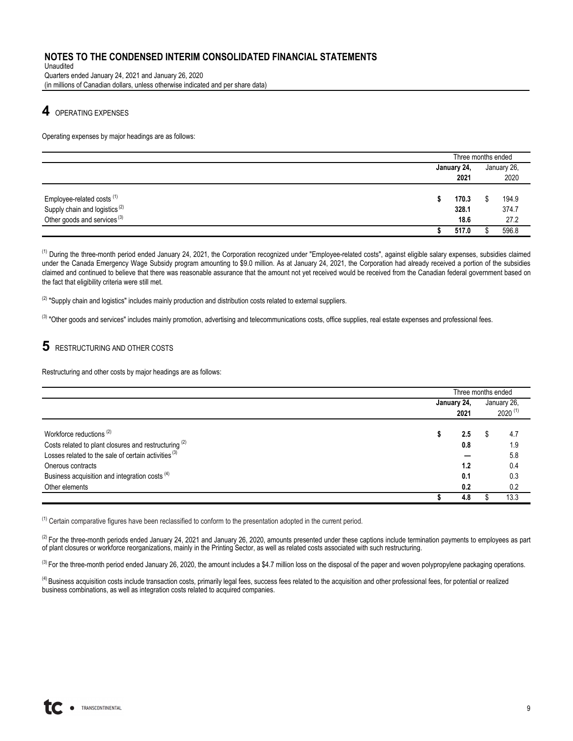# NOTES TO THE CONDENSED INTERIM CONSOLIDATED FINANCIAL STATEMENTS

Unaudited
Quarters ended January 24, 2021 and January 26, 2020
(in millions of Canadian dollars, unless otherwise indicated and per share data)

## 4 OPERATING EXPENSES

Operating expenses by major headings are as follows:

| | Three months ended | |
|---|---|---|
| | **January 24, 2021** | January 26, 2020 |
| Employee-related costs [1] | **$ 170.3** | $ 194.9 |
| Supply chain and logistics [2] | **328.1** | 374.7 |
| Other goods and services [3] | **18.6** | 27.2 |
| | **$ 517.0** | $ 596.8 |

[1] During the three-month period ended January 24, 2021, the Corporation recognized under "Employee-related costs", against eligible salary expenses, subsidies claimed under the Canada Emergency Wage Subsidy program amounting to $9.0 million. As at January 24, 2021, the Corporation had already received a portion of the subsidies claimed and continued to believe that there was reasonable assurance that the amount not yet received would be received from the Canadian federal government based on the fact that eligibility criteria were still met.

[2] "Supply chain and logistics" includes mainly production and distribution costs related to external suppliers.

[3] "Other goods and services" includes mainly promotion, advertising and telecommunications costs, office supplies, real estate expenses and professional fees.

## 5 RESTRUCTURING AND OTHER COSTS

Restructuring and other costs by major headings are as follows:

| | Three months ended | |
|---|---|---|
| | **January 24, 2021** | January 26, 2020 [1] |
| Workforce reductions [2] | **$ 2.5** | $ 4.7 |
| Costs related to plant closures and restructuring [2] | **0.8** | 1.9 |
| Losses related to the sale of certain activities [3] | **—** | 5.8 |
| Onerous contracts | **1.2** | 0.4 |
| Business acquisition and integration costs [4] | **0.1** | 0.3 |
| Other elements | **0.2** | 0.2 |
| | **$ 4.8** | $ 13.3 |

[1] Certain comparative figures have been reclassified to conform to the presentation adopted in the current period.

[2] For the three-month periods ended January 24, 2021 and January 26, 2020, amounts presented under these captions include termination payments to employees as part of plant closures or workforce reorganizations, mainly in the Printing Sector, as well as related costs associated with such restructuring.

[3] For the three-month period ended January 26, 2020, the amount includes a $4.7 million loss on the disposal of the paper and woven polypropylene packaging operations.

[4] Business acquisition costs include transaction costs, primarily legal fees, success fees related to the acquisition and other professional fees, for potential or realized business combinations, as well as integration costs related to acquired companies.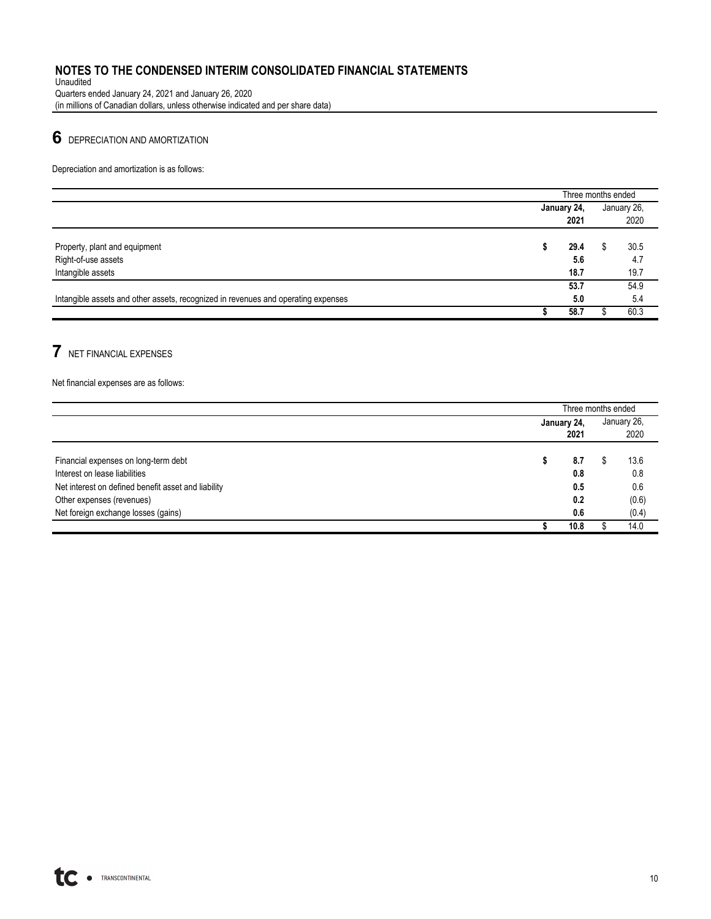# NOTES TO THE CONDENSED INTERIM CONSOLIDATED FINANCIAL STATEMENTS

Unaudited
Quarters ended January 24, 2021 and January 26, 2020
(in millions of Canadian dollars, unless otherwise indicated and per share data)

## 6 DEPRECIATION AND AMORTIZATION

Depreciation and amortization is as follows:

| | Three months ended | |
|---|---|---|
| | **January 24, 2021** | January 26, 2020 |
| Property, plant and equipment | **$ 29.4** | $ 30.5 |
| Right-of-use assets | **5.6** | 4.7 |
| Intangible assets | **18.7** | 19.7 |
| | **53.7** | 54.9 |
| Intangible assets and other assets, recognized in revenues and operating expenses | **5.0** | 5.4 |
| | **$ 58.7** | $ 60.3 |

## 7 NET FINANCIAL EXPENSES

Net financial expenses are as follows:

| | Three months ended | |
|---|---|---|
| | **January 24, 2021** | January 26, 2020 |
| Financial expenses on long-term debt | **$ 8.7** | $ 13.6 |
| Interest on lease liabilities | **0.8** | 0.8 |
| Net interest on defined benefit asset and liability | **0.5** | 0.6 |
| Other expenses (revenues) | **0.2** | (0.6) |
| Net foreign exchange losses (gains) | **0.6** | (0.4) |
| | **$ 10.8** | $ 14.0 |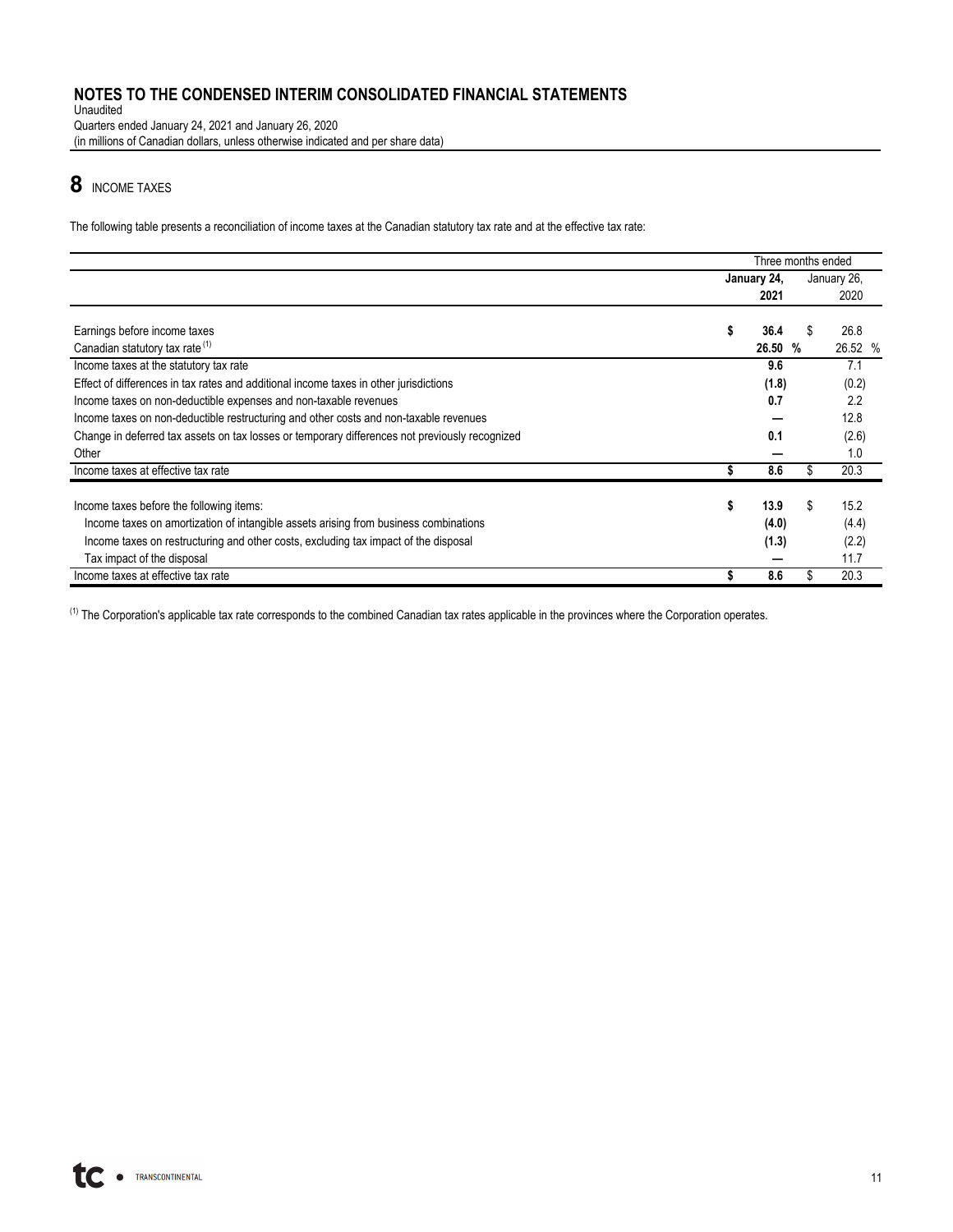# NOTES TO THE CONDENSED INTERIM CONSOLIDATED FINANCIAL STATEMENTS

Unaudited
Quarters ended January 24, 2021 and January 26, 2020
(in millions of Canadian dollars, unless otherwise indicated and per share data)

## 8 INCOME TAXES

The following table presents a reconciliation of income taxes at the Canadian statutory tax rate and at the effective tax rate:

| | Three months ended | |
|---|---|---|
| | **January 24, 2021** | January 26, 2020 |
| Earnings before income taxes | **$ 36.4** | $ 26.8 |
| Canadian statutory tax rate [(1)] | **26.50 %** | 26.52 % |
| Income taxes at the statutory tax rate | **9.6** | 7.1 |
| Effect of differences in tax rates and additional income taxes in other jurisdictions | **(1.8)** | (0.2) |
| Income taxes on non-deductible expenses and non-taxable revenues | **0.7** | 2.2 |
| Income taxes on non-deductible restructuring and other costs and non-taxable revenues | **—** | 12.8 |
| Change in deferred tax assets on tax losses or temporary differences not previously recognized | **0.1** | (2.6) |
| Other | **—** | 1.0 |
| Income taxes at effective tax rate | **$ 8.6** | $ 20.3 |
| | | |
| Income taxes before the following items: | **$ 13.9** | $ 15.2 |
| Income taxes on amortization of intangible assets arising from business combinations | **(4.0)** | (4.4) |
| Income taxes on restructuring and other costs, excluding tax impact of the disposal | **(1.3)** | (2.2) |
| Tax impact of the disposal | **—** | 11.7 |
| Income taxes at effective tax rate | **$ 8.6** | $ 20.3 |

[(1)] The Corporation's applicable tax rate corresponds to the combined Canadian tax rates applicable in the provinces where the Corporation operates.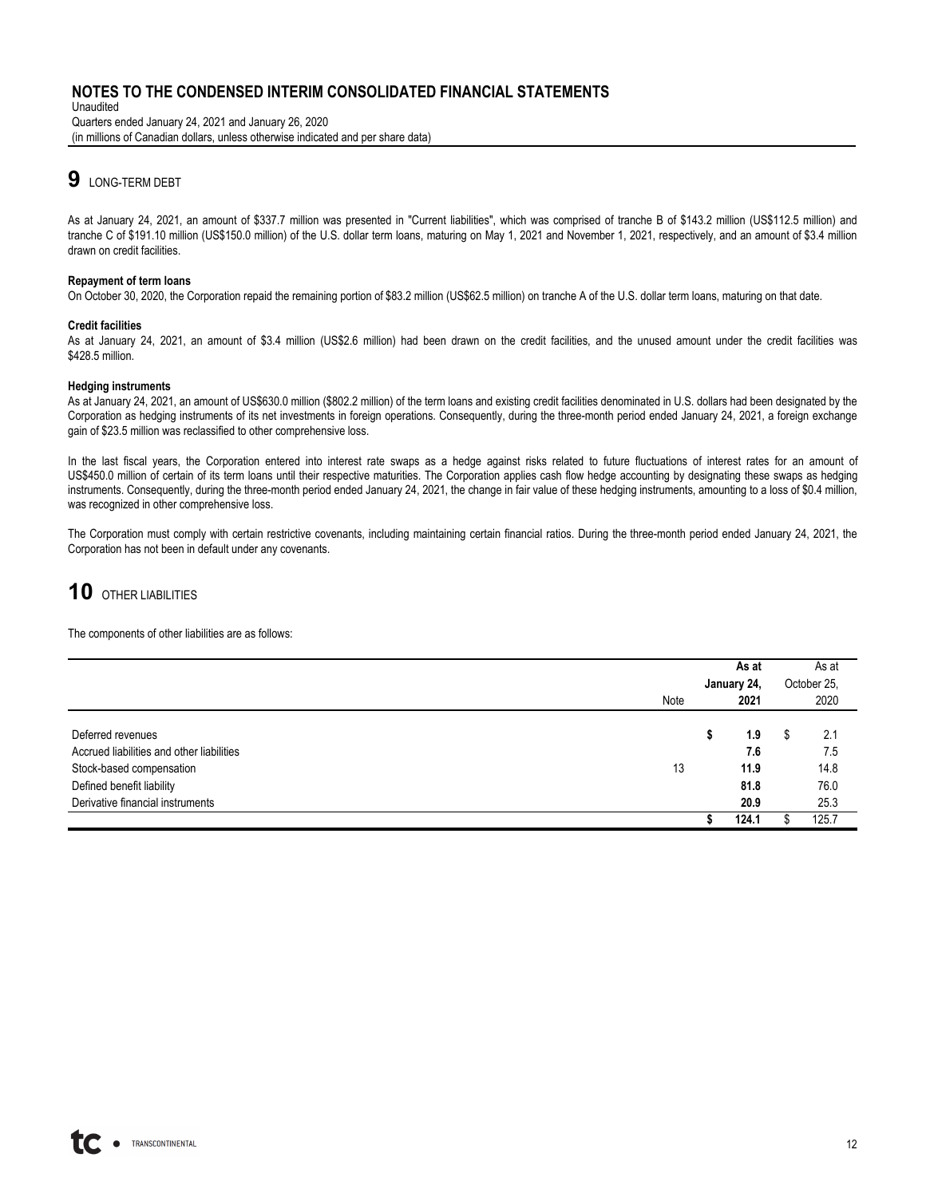## 9 LONG-TERM DEBT

As at January 24, 2021, an amount of $337.7 million was presented in "Current liabilities", which was comprised of tranche B of $143.2 million (US$112.5 million) and tranche C of $191.10 million (US$150.0 million) of the U.S. dollar term loans, maturing on May 1, 2021 and November 1, 2021, respectively, and an amount of $3.4 million drawn on credit facilities.

**Repayment of term loans**

On October 30, 2020, the Corporation repaid the remaining portion of $83.2 million (US$62.5 million) on tranche A of the U.S. dollar term loans, maturing on that date.

**Credit facilities**

As at January 24, 2021, an amount of $3.4 million (US$2.6 million) had been drawn on the credit facilities, and the unused amount under the credit facilities was $428.5 million.

**Hedging instruments**

As at January 24, 2021, an amount of US$630.0 million ($802.2 million) of the term loans and existing credit facilities denominated in U.S. dollars had been designated by the Corporation as hedging instruments of its net investments in foreign operations. Consequently, during the three-month period ended January 24, 2021, a foreign exchange gain of $23.5 million was reclassified to other comprehensive loss.

In the last fiscal years, the Corporation entered into interest rate swaps as a hedge against risks related to future fluctuations of interest rates for an amount of US$450.0 million of certain of its term loans until their respective maturities. The Corporation applies cash flow hedge accounting by designating these swaps as hedging instruments. Consequently, during the three-month period ended January 24, 2021, the change in fair value of these hedging instruments, amounting to a loss of $0.4 million, was recognized in other comprehensive loss.

The Corporation must comply with certain restrictive covenants, including maintaining certain financial ratios. During the three-month period ended January 24, 2021, the Corporation has not been in default under any covenants.

## 10 OTHER LIABILITIES

The components of other liabilities are as follows:

| | Note | As at January 24, 2021 | As at October 25, 2020 |
|---|---|---|---|
| Deferred revenues | | $ 1.9 | $ 2.1 |
| Accrued liabilities and other liabilities | | 7.6 | 7.5 |
| Stock-based compensation | 13 | 11.9 | 14.8 |
| Defined benefit liability | | 81.8 | 76.0 |
| Derivative financial instruments | | 20.9 | 25.3 |
| | | $ 124.1 | $ 125.7 |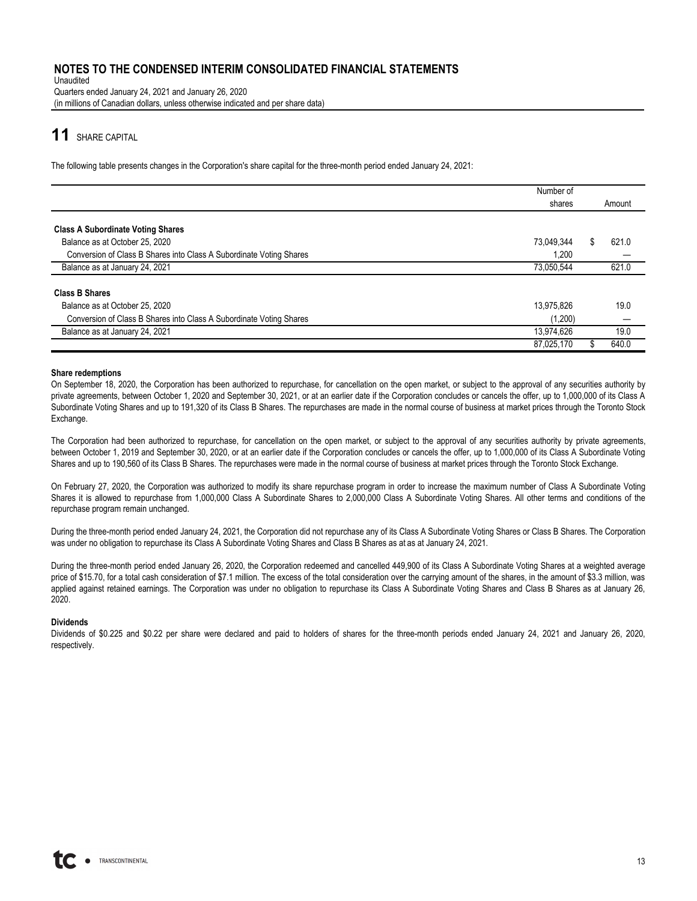# NOTES TO THE CONDENSED INTERIM CONSOLIDATED FINANCIAL STATEMENTS

Unaudited
Quarters ended January 24, 2021 and January 26, 2020
(in millions of Canadian dollars, unless otherwise indicated and per share data)

## 11 SHARE CAPITAL

The following table presents changes in the Corporation's share capital for the three-month period ended January 24, 2021:

| | Number of shares | Amount |
|---|---|---|
| **Class A Subordinate Voting Shares** | | |
| Balance as at October 25, 2020 | 73,049,344 | $ 621.0 |
| Conversion of Class B Shares into Class A Subordinate Voting Shares | 1,200 | — |
| Balance as at January 24, 2021 | 73,050,544 | 621.0 |
| **Class B Shares** | | |
| Balance as at October 25, 2020 | 13,975,826 | 19.0 |
| Conversion of Class B Shares into Class A Subordinate Voting Shares | (1,200) | — |
| Balance as at January 24, 2021 | 13,974,626 | 19.0 |
| | 87,025,170 | $ 640.0 |

**Share redemptions**

On September 18, 2020, the Corporation has been authorized to repurchase, for cancellation on the open market, or subject to the approval of any securities authority by private agreements, between October 1, 2020 and September 30, 2021, or at an earlier date if the Corporation concludes or cancels the offer, up to 1,000,000 of its Class A Subordinate Voting Shares and up to 191,320 of its Class B Shares. The repurchases are made in the normal course of business at market prices through the Toronto Stock Exchange.

The Corporation had been authorized to repurchase, for cancellation on the open market, or subject to the approval of any securities authority by private agreements, between October 1, 2019 and September 30, 2020, or at an earlier date if the Corporation concludes or cancels the offer, up to 1,000,000 of its Class A Subordinate Voting Shares and up to 190,560 of its Class B Shares. The repurchases were made in the normal course of business at market prices through the Toronto Stock Exchange.

On February 27, 2020, the Corporation was authorized to modify its share repurchase program in order to increase the maximum number of Class A Subordinate Voting Shares it is allowed to repurchase from 1,000,000 Class A Subordinate Shares to 2,000,000 Class A Subordinate Voting Shares. All other terms and conditions of the repurchase program remain unchanged.

During the three-month period ended January 24, 2021, the Corporation did not repurchase any of its Class A Subordinate Voting Shares or Class B Shares. The Corporation was under no obligation to repurchase its Class A Subordinate Voting Shares and Class B Shares as at as at January 24, 2021.

During the three-month period ended January 26, 2020, the Corporation redeemed and cancelled 449,900 of its Class A Subordinate Voting Shares at a weighted average price of $15.70, for a total cash consideration of $7.1 million. The excess of the total consideration over the carrying amount of the shares, in the amount of $3.3 million, was applied against retained earnings. The Corporation was under no obligation to repurchase its Class A Subordinate Voting Shares and Class B Shares as at January 26, 2020.

**Dividends**

Dividends of $0.225 and $0.22 per share were declared and paid to holders of shares for the three-month periods ended January 24, 2021 and January 26, 2020, respectively.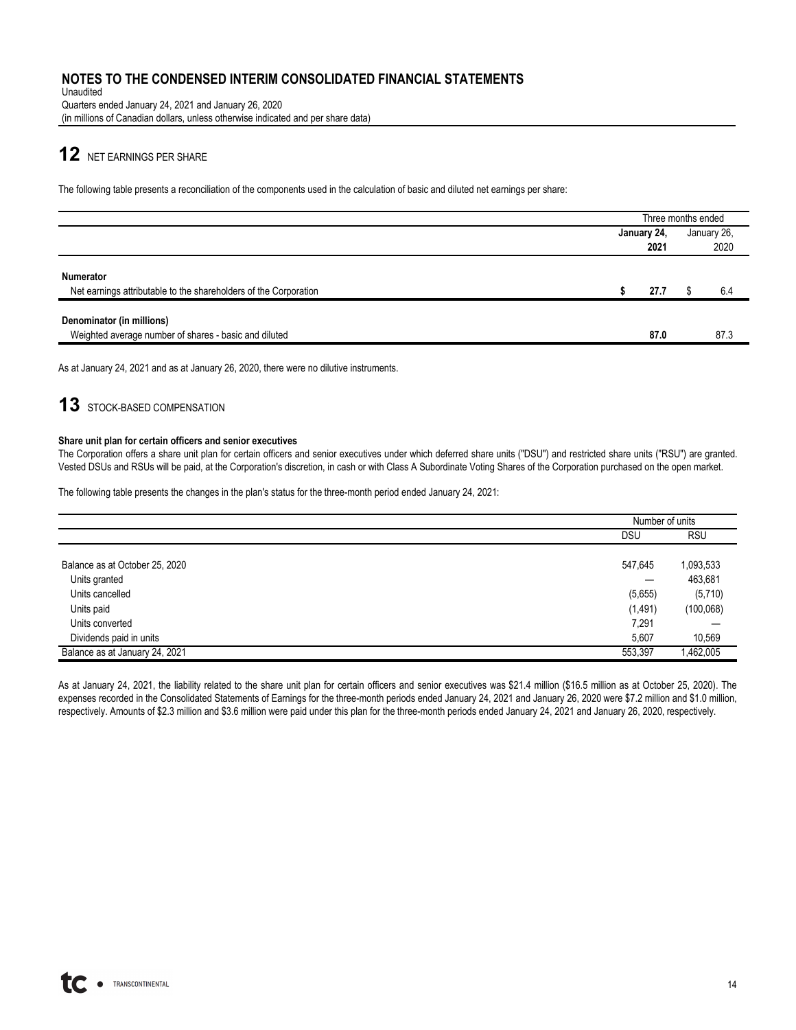# 12 NET EARNINGS PER SHARE

The following table presents a reconciliation of the components used in the calculation of basic and diluted net earnings per share:

| | Three months ended | |
|---|---|---|
| | **January 24, 2021** | January 26, 2020 |
| **Numerator** | | |
| Net earnings attributable to the shareholders of the Corporation | **$ 27.7** | $ 6.4 |
| **Denominator (in millions)** | | |
| Weighted average number of shares - basic and diluted | **87.0** | 87.3 |

As at January 24, 2021 and as at January 26, 2020, there were no dilutive instruments.

# 13 STOCK-BASED COMPENSATION

**Share unit plan for certain officers and senior executives**

The Corporation offers a share unit plan for certain officers and senior executives under which deferred share units ("DSU") and restricted share units ("RSU") are granted. Vested DSUs and RSUs will be paid, at the Corporation's discretion, in cash or with Class A Subordinate Voting Shares of the Corporation purchased on the open market.

The following table presents the changes in the plan's status for the three-month period ended January 24, 2021:

| | Number of units | |
|---|---|---|
| | DSU | RSU |
| Balance as at October 25, 2020 | 547,645 | 1,093,533 |
| Units granted | — | 463,681 |
| Units cancelled | (5,655) | (5,710) |
| Units paid | (1,491) | (100,068) |
| Units converted | 7,291 | — |
| Dividends paid in units | 5,607 | 10,569 |
| Balance as at January 24, 2021 | 553,397 | 1,462,005 |

As at January 24, 2021, the liability related to the share unit plan for certain officers and senior executives was $21.4 million ($16.5 million as at October 25, 2020). The expenses recorded in the Consolidated Statements of Earnings for the three-month periods ended January 24, 2021 and January 26, 2020 were $7.2 million and $1.0 million, respectively. Amounts of $2.3 million and $3.6 million were paid under this plan for the three-month periods ended January 24, 2021 and January 26, 2020, respectively.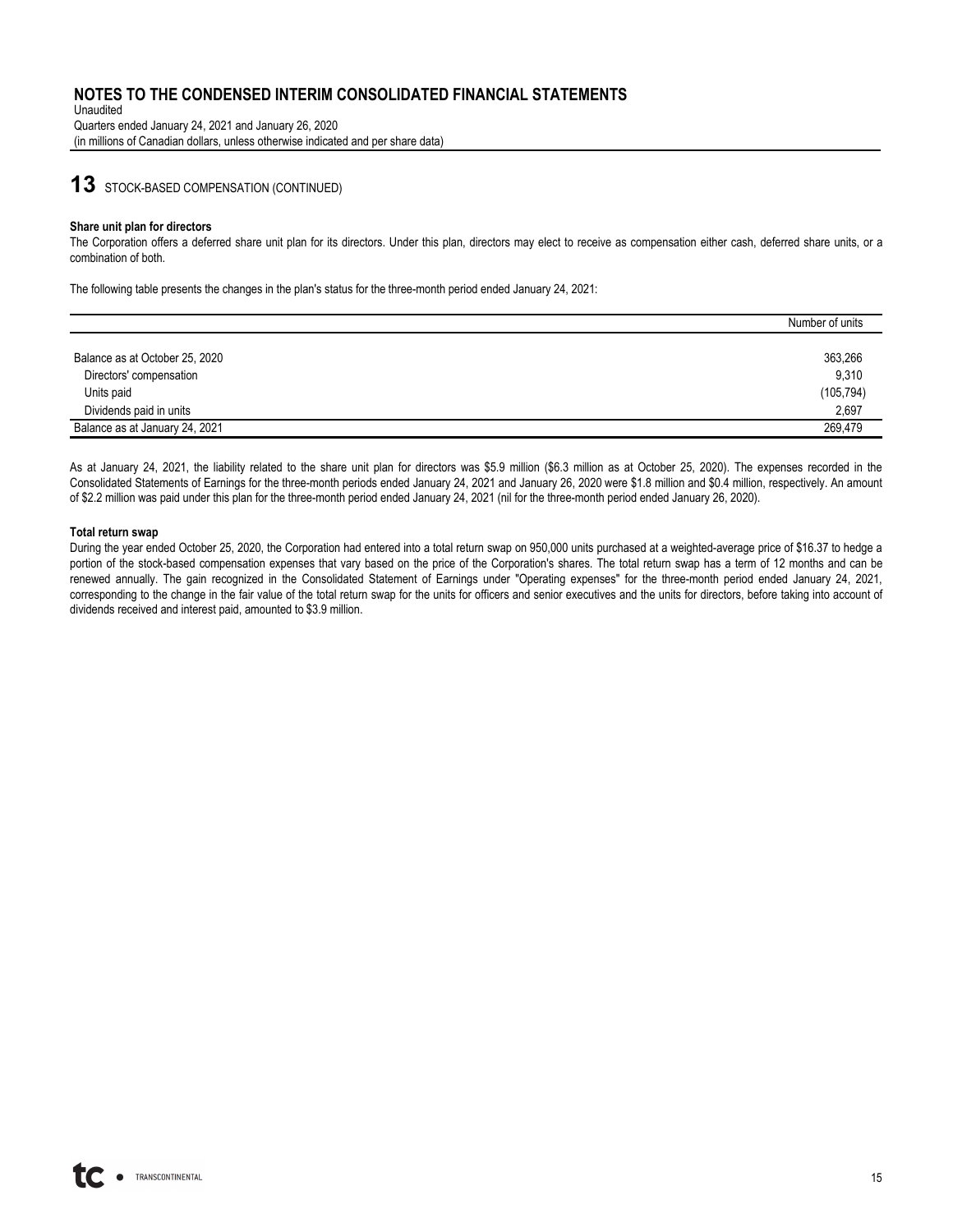# NOTES TO THE CONDENSED INTERIM CONSOLIDATED FINANCIAL STATEMENTS

Unaudited
Quarters ended January 24, 2021 and January 26, 2020
(in millions of Canadian dollars, unless otherwise indicated and per share data)

## 13 STOCK-BASED COMPENSATION (CONTINUED)

**Share unit plan for directors**

The Corporation offers a deferred share unit plan for its directors. Under this plan, directors may elect to receive as compensation either cash, deferred share units, or a combination of both.

The following table presents the changes in the plan's status for the three-month period ended January 24, 2021:

| | Number of units |
|---|---|
| Balance as at October 25, 2020 | 363,266 |
| Directors' compensation | 9,310 |
| Units paid | (105,794) |
| Dividends paid in units | 2,697 |
| Balance as at January 24, 2021 | 269,479 |

As at January 24, 2021, the liability related to the share unit plan for directors was $5.9 million ($6.3 million as at October 25, 2020). The expenses recorded in the Consolidated Statements of Earnings for the three-month periods ended January 24, 2021 and January 26, 2020 were $1.8 million and $0.4 million, respectively. An amount of $2.2 million was paid under this plan for the three-month period ended January 24, 2021 (nil for the three-month period ended January 26, 2020).

**Total return swap**

During the year ended October 25, 2020, the Corporation had entered into a total return swap on 950,000 units purchased at a weighted-average price of $16.37 to hedge a portion of the stock-based compensation expenses that vary based on the price of the Corporation's shares. The total return swap has a term of 12 months and can be renewed annually. The gain recognized in the Consolidated Statement of Earnings under "Operating expenses" for the three-month period ended January 24, 2021, corresponding to the change in the fair value of the total return swap for the units for officers and senior executives and the units for directors, before taking into account of dividends received and interest paid, amounted to $3.9 million.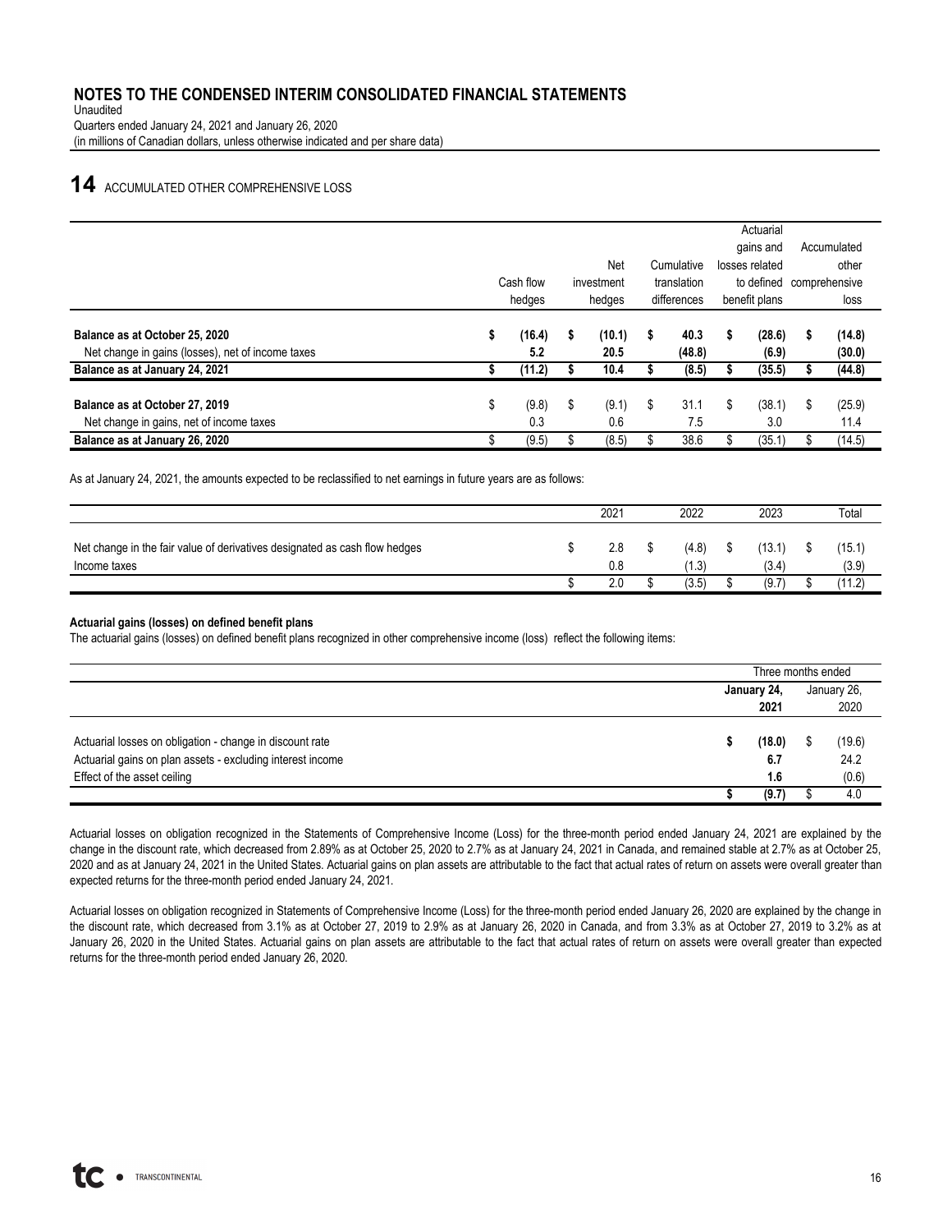# NOTES TO THE CONDENSED INTERIM CONSOLIDATED FINANCIAL STATEMENTS

Unaudited
Quarters ended January 24, 2021 and January 26, 2020
(in millions of Canadian dollars, unless otherwise indicated and per share data)

## 14 ACCUMULATED OTHER COMPREHENSIVE LOSS

| | Cash flow hedges | Net investment hedges | Cumulative translation differences | Actuarial gains and losses related to defined benefit plans | Accumulated other comprehensive loss |
|---|---|---|---|---|---|
| **Balance as at October 25, 2020** | **$ (16.4)** | **$ (10.1)** | **$ 40.3** | **$ (28.6)** | **$ (14.8)** |
| Net change in gains (losses), net of income taxes | **5.2** | **20.5** | **(48.8)** | **(6.9)** | **(30.0)** |
| **Balance as at January 24, 2021** | **$ (11.2)** | **$ 10.4** | **$ (8.5)** | **$ (35.5)** | **$ (44.8)** |
| **Balance as at October 27, 2019** | $ (9.8) | $ (9.1) | $ 31.1 | $ (38.1) | $ (25.9) |
| Net change in gains, net of income taxes | 0.3 | 0.6 | 7.5 | 3.0 | 11.4 |
| **Balance as at January 26, 2020** | $ (9.5) | $ (8.5) | $ 38.6 | $ (35.1) | $ (14.5) |

As at January 24, 2021, the amounts expected to be reclassified to net earnings in future years are as follows:

| | 2021 | 2022 | 2023 | Total |
|---|---|---|---|---|
| Net change in the fair value of derivatives designated as cash flow hedges | $ 2.8 | $ (4.8) | $ (13.1) | $ (15.1) |
| Income taxes | 0.8 | (1.3) | (3.4) | (3.9) |
| | $ 2.0 | $ (3.5) | $ (9.7) | $ (11.2) |

### Actuarial gains (losses) on defined benefit plans

The actuarial gains (losses) on defined benefit plans recognized in other comprehensive income (loss) reflect the following items:

| | Three months ended | |
|---|---|---|
| | **January 24, 2021** | January 26, 2020 |
| Actuarial losses on obligation - change in discount rate | **$ (18.0)** | $ (19.6) |
| Actuarial gains on plan assets - excluding interest income | **6.7** | 24.2 |
| Effect of the asset ceiling | **1.6** | (0.6) |
| | **$ (9.7)** | $ 4.0 |

Actuarial losses on obligation recognized in the Statements of Comprehensive Income (Loss) for the three-month period ended January 24, 2021 are explained by the change in the discount rate, which decreased from 2.89% as at October 25, 2020 to 2.7% as at January 24, 2021 in Canada, and remained stable at 2.7% as at October 25, 2020 and as at January 24, 2021 in the United States. Actuarial gains on plan assets are attributable to the fact that actual rates of return on assets were overall greater than expected returns for the three-month period ended January 24, 2021.

Actuarial losses on obligation recognized in Statements of Comprehensive Income (Loss) for the three-month period ended January 26, 2020 are explained by the change in the discount rate, which decreased from 3.1% as at October 27, 2019 to 2.9% as at January 26, 2020 in Canada, and from 3.3% as at October 27, 2019 to 3.2% as at January 26, 2020 in the United States. Actuarial gains on plan assets are attributable to the fact that actual rates of return on assets were overall greater than expected returns for the three-month period ended January 26, 2020.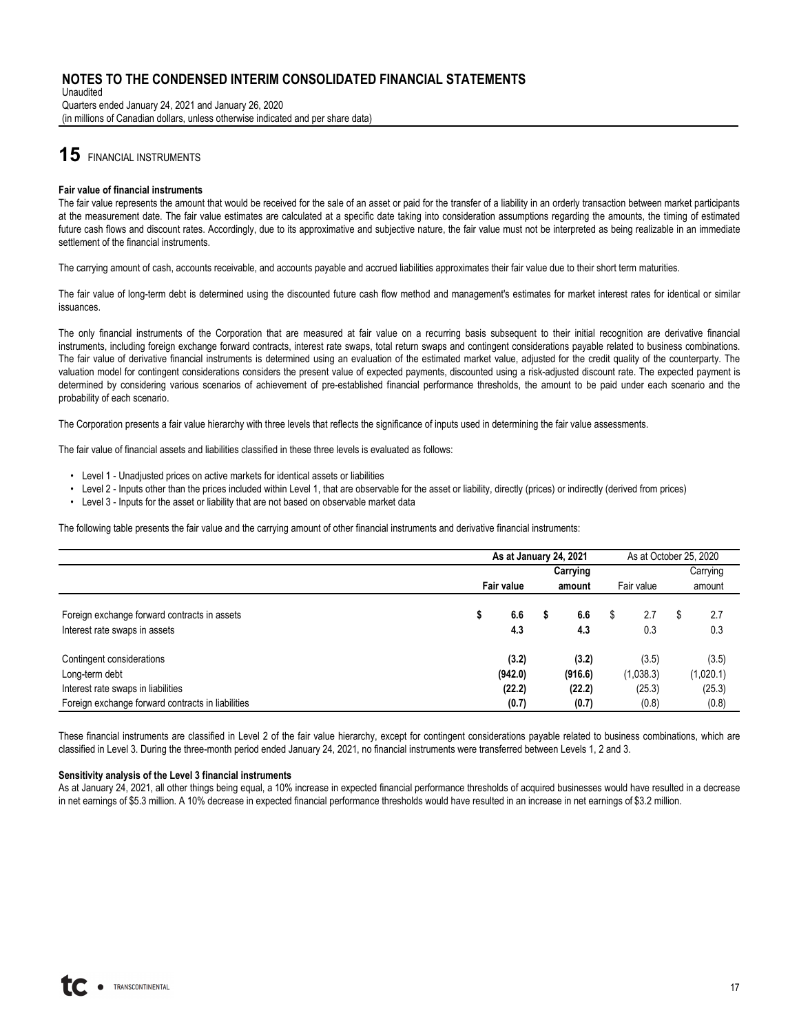## 15 FINANCIAL INSTRUMENTS

**Fair value of financial instruments**

The fair value represents the amount that would be received for the sale of an asset or paid for the transfer of a liability in an orderly transaction between market participants at the measurement date. The fair value estimates are calculated at a specific date taking into consideration assumptions regarding the amounts, the timing of estimated future cash flows and discount rates. Accordingly, due to its approximative and subjective nature, the fair value must not be interpreted as being realizable in an immediate settlement of the financial instruments.

The carrying amount of cash, accounts receivable, and accounts payable and accrued liabilities approximates their fair value due to their short term maturities.

The fair value of long-term debt is determined using the discounted future cash flow method and management's estimates for market interest rates for identical or similar issuances.

The only financial instruments of the Corporation that are measured at fair value on a recurring basis subsequent to their initial recognition are derivative financial instruments, including foreign exchange forward contracts, interest rate swaps, total return swaps and contingent considerations payable related to business combinations. The fair value of derivative financial instruments is determined using an evaluation of the estimated market value, adjusted for the credit quality of the counterparty. The valuation model for contingent considerations considers the present value of expected payments, discounted using a risk-adjusted discount rate. The expected payment is determined by considering various scenarios of achievement of pre-established financial performance thresholds, the amount to be paid under each scenario and the probability of each scenario.

The Corporation presents a fair value hierarchy with three levels that reflects the significance of inputs used in determining the fair value assessments.

The fair value of financial assets and liabilities classified in these three levels is evaluated as follows:

- Level 1 - Unadjusted prices on active markets for identical assets or liabilities
- Level 2 - Inputs other than the prices included within Level 1, that are observable for the asset or liability, directly (prices) or indirectly (derived from prices)
- Level 3 - Inputs for the asset or liability that are not based on observable market data

The following table presents the fair value and the carrying amount of other financial instruments and derivative financial instruments:

| | **As at January 24, 2021** | | As at October 25, 2020 | |
|---|---|---|---|---|
| | **Fair value** | **Carrying amount** | Fair value | Carrying amount |
| Foreign exchange forward contracts in assets | **$ 6.6** | **$ 6.6** | $ 2.7 | $ 2.7 |
| Interest rate swaps in assets | **4.3** | **4.3** | 0.3 | 0.3 |
| Contingent considerations | **(3.2)** | **(3.2)** | (3.5) | (3.5) |
| Long-term debt | **(942.0)** | **(916.6)** | (1,038.3) | (1,020.1) |
| Interest rate swaps in liabilities | **(22.2)** | **(22.2)** | (25.3) | (25.3) |
| Foreign exchange forward contracts in liabilities | **(0.7)** | **(0.7)** | (0.8) | (0.8) |

These financial instruments are classified in Level 2 of the fair value hierarchy, except for contingent considerations payable related to business combinations, which are classified in Level 3. During the three-month period ended January 24, 2021, no financial instruments were transferred between Levels 1, 2 and 3.

**Sensitivity analysis of the Level 3 financial instruments**

As at January 24, 2021, all other things being equal, a 10% increase in expected financial performance thresholds of acquired businesses would have resulted in a decrease in net earnings of $5.3 million. A 10% decrease in expected financial performance thresholds would have resulted in an increase in net earnings of $3.2 million.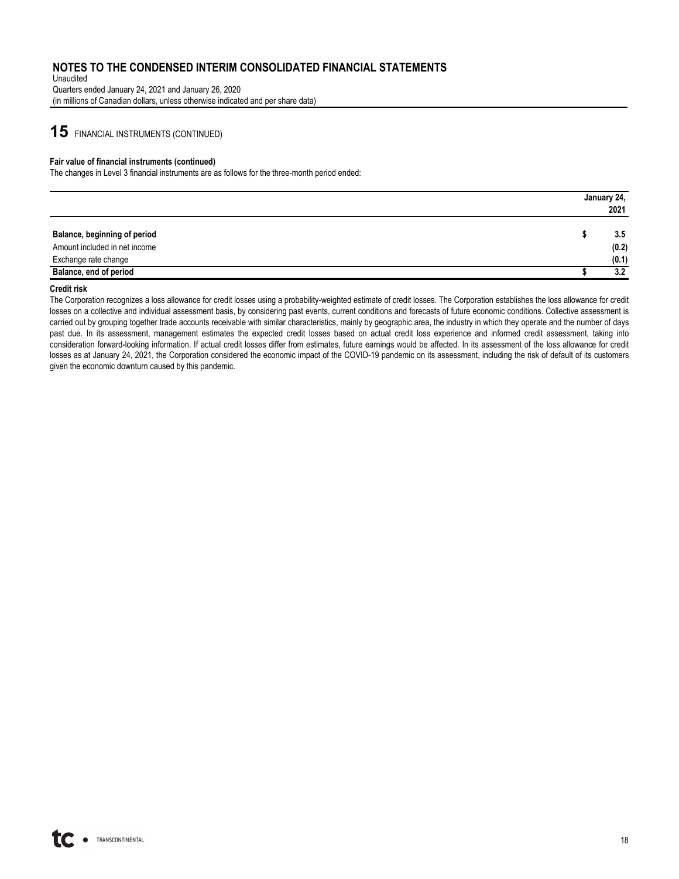# NOTES TO THE CONDENSED INTERIM CONSOLIDATED FINANCIAL STATEMENTS

Unaudited
Quarters ended January 24, 2021 and January 26, 2020
(in millions of Canadian dollars, unless otherwise indicated and per share data)

## 15 FINANCIAL INSTRUMENTS (CONTINUED)

**Fair value of financial instruments (continued)**

The changes in Level 3 financial instruments are as follows for the three-month period ended:

| | January 24, 2021 |
|---|---|
| **Balance, beginning of period** | **$ 3.5** |
| Amount included in net income | **(0.2)** |
| Exchange rate change | **(0.1)** |
| **Balance, end of period** | **$ 3.2** |

**Credit risk**

The Corporation recognizes a loss allowance for credit losses using a probability-weighted estimate of credit losses. The Corporation establishes the loss allowance for credit losses on a collective and individual assessment basis, by considering past events, current conditions and forecasts of future economic conditions. Collective assessment is carried out by grouping together trade accounts receivable with similar characteristics, mainly by geographic area, the industry in which they operate and the number of days past due. In its assessment, management estimates the expected credit losses based on actual credit loss experience and informed credit assessment, taking into consideration forward-looking information. If actual credit losses differ from estimates, future earnings would be affected. In its assessment of the loss allowance for credit losses as at January 24, 2021, the Corporation considered the economic impact of the COVID-19 pandemic on its assessment, including the risk of default of its customers given the economic downturn caused by this pandemic.